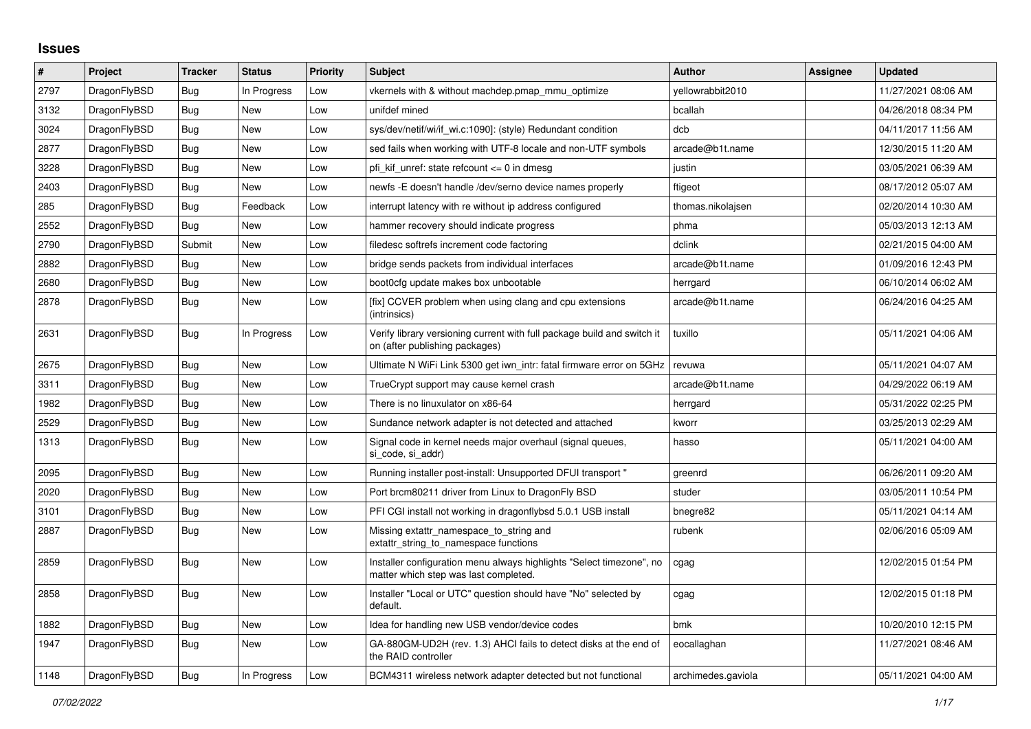## Issues

| # | Project | Tracker | Status | Priority | Subject | Author | Assignee | Updated |
|---|---|---|---|---|---|---|---|---|
| 2797 | DragonFlyBSD | Bug | In Progress | Low | vkernels with & without machdep.pmap_mmu_optimize | yellowrabbit2010 | | 11/27/2021 08:06 AM |
| 3132 | DragonFlyBSD | Bug | New | Low | unifdef mined | bcallah | | 04/26/2018 08:34 PM |
| 3024 | DragonFlyBSD | Bug | New | Low | sys/dev/netif/wi/if_wi.c:1090]: (style) Redundant condition | dcb | | 04/11/2017 11:56 AM |
| 2877 | DragonFlyBSD | Bug | New | Low | sed fails when working with UTF-8 locale and non-UTF symbols | arcade@b1t.name | | 12/30/2015 11:20 AM |
| 3228 | DragonFlyBSD | Bug | New | Low | pfi_kif_unref: state refcount <= 0 in dmesg | justin | | 03/05/2021 06:39 AM |
| 2403 | DragonFlyBSD | Bug | New | Low | newfs -E doesn't handle /dev/serno device names properly | ftigeot | | 08/17/2012 05:07 AM |
| 285 | DragonFlyBSD | Bug | Feedback | Low | interrupt latency with re without ip address configured | thomas.nikolajsen | | 02/20/2014 10:30 AM |
| 2552 | DragonFlyBSD | Bug | New | Low | hammer recovery should indicate progress | phma | | 05/03/2013 12:13 AM |
| 2790 | DragonFlyBSD | Submit | New | Low | filedesc softrefs increment code factoring | dclink | | 02/21/2015 04:00 AM |
| 2882 | DragonFlyBSD | Bug | New | Low | bridge sends packets from individual interfaces | arcade@b1t.name | | 01/09/2016 12:43 PM |
| 2680 | DragonFlyBSD | Bug | New | Low | boot0cfg update makes box unbootable | herrgard | | 06/10/2014 06:02 AM |
| 2878 | DragonFlyBSD | Bug | New | Low | [fix] CCVER problem when using clang and cpu extensions (intrinsics) | arcade@b1t.name | | 06/24/2016 04:25 AM |
| 2631 | DragonFlyBSD | Bug | In Progress | Low | Verify library versioning current with full package build and switch it on (after publishing packages) | tuxillo | | 05/11/2021 04:06 AM |
| 2675 | DragonFlyBSD | Bug | New | Low | Ultimate N WiFi Link 5300 get iwn_intr: fatal firmware error on 5GHz | revuwa | | 05/11/2021 04:07 AM |
| 3311 | DragonFlyBSD | Bug | New | Low | TrueCrypt support may cause kernel crash | arcade@b1t.name | | 04/29/2022 06:19 AM |
| 1982 | DragonFlyBSD | Bug | New | Low | There is no linuxulator on x86-64 | herrgard | | 05/31/2022 02:25 PM |
| 2529 | DragonFlyBSD | Bug | New | Low | Sundance network adapter is not detected and attached | kworr | | 03/25/2013 02:29 AM |
| 1313 | DragonFlyBSD | Bug | New | Low | Signal code in kernel needs major overhaul (signal queues, si_code, si_addr) | hasso | | 05/11/2021 04:00 AM |
| 2095 | DragonFlyBSD | Bug | New | Low | Running installer post-install: Unsupported DFUI transport " | greenrd | | 06/26/2011 09:20 AM |
| 2020 | DragonFlyBSD | Bug | New | Low | Port brcm80211 driver from Linux to DragonFly BSD | studer | | 03/05/2011 10:54 PM |
| 3101 | DragonFlyBSD | Bug | New | Low | PFI CGI install not working in dragonflybsd 5.0.1 USB install | bnegre82 | | 05/11/2021 04:14 AM |
| 2887 | DragonFlyBSD | Bug | New | Low | Missing extattr_namespace_to_string and extattr_string_to_namespace functions | rubenk | | 02/06/2016 05:09 AM |
| 2859 | DragonFlyBSD | Bug | New | Low | Installer configuration menu always highlights "Select timezone", no matter which step was last completed. | cgag | | 12/02/2015 01:54 PM |
| 2858 | DragonFlyBSD | Bug | New | Low | Installer "Local or UTC" question should have "No" selected by default. | cgag | | 12/02/2015 01:18 PM |
| 1882 | DragonFlyBSD | Bug | New | Low | Idea for handling new USB vendor/device codes | bmk | | 10/20/2010 12:15 PM |
| 1947 | DragonFlyBSD | Bug | New | Low | GA-880GM-UD2H (rev. 1.3) AHCI fails to detect disks at the end of the RAID controller | eocallaghan | | 11/27/2021 08:46 AM |
| 1148 | DragonFlyBSD | Bug | In Progress | Low | BCM4311 wireless network adapter detected but not functional | archimedes.gaviola | | 05/11/2021 04:00 AM |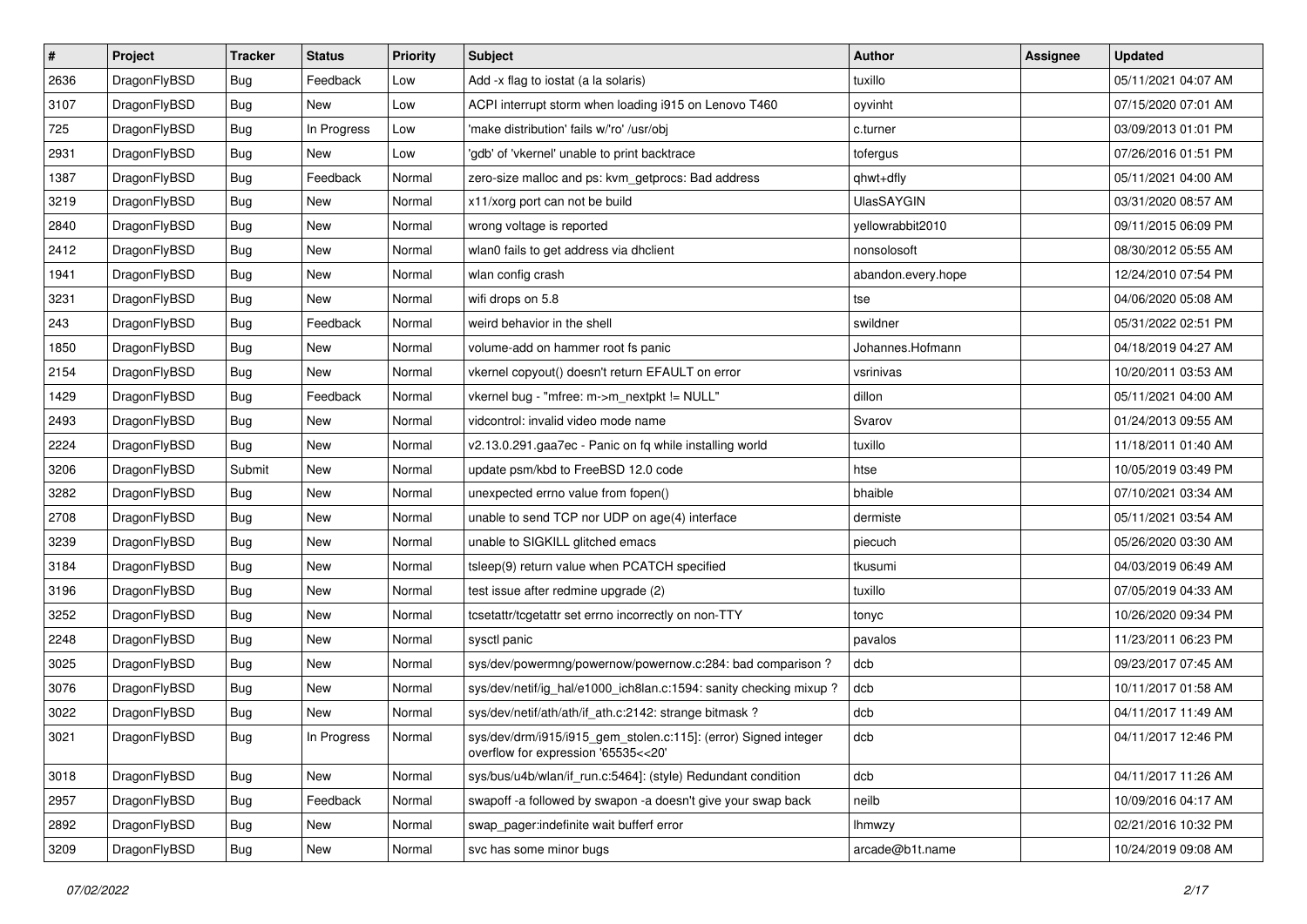| # | Project | Tracker | Status | Priority | Subject | Author | Assignee | Updated |
| --- | --- | --- | --- | --- | --- | --- | --- | --- |
| 2636 | DragonFlyBSD | Bug | Feedback | Low | Add -x flag to iostat (a la solaris) | tuxillo | | 05/11/2021 04:07 AM |
| 3107 | DragonFlyBSD | Bug | New | Low | ACPI interrupt storm when loading i915 on Lenovo T460 | oyvinht | | 07/15/2020 07:01 AM |
| 725 | DragonFlyBSD | Bug | In Progress | Low | 'make distribution' fails w/'ro' /usr/obj | c.turner | | 03/09/2013 01:01 PM |
| 2931 | DragonFlyBSD | Bug | New | Low | 'gdb' of 'vkernel' unable to print backtrace | tofergus | | 07/26/2016 01:51 PM |
| 1387 | DragonFlyBSD | Bug | Feedback | Normal | zero-size malloc and ps: kvm_getprocs: Bad address | qhwt+dfly | | 05/11/2021 04:00 AM |
| 3219 | DragonFlyBSD | Bug | New | Normal | x11/xorg port can not be build | UlasSAYGIN | | 03/31/2020 08:57 AM |
| 2840 | DragonFlyBSD | Bug | New | Normal | wrong voltage is reported | yellowrabbit2010 | | 09/11/2015 06:09 PM |
| 2412 | DragonFlyBSD | Bug | New | Normal | wlan0 fails to get address via dhclient | nonsolosoft | | 08/30/2012 05:55 AM |
| 1941 | DragonFlyBSD | Bug | New | Normal | wlan config crash | abandon.every.hope | | 12/24/2010 07:54 PM |
| 3231 | DragonFlyBSD | Bug | New | Normal | wifi drops on 5.8 | tse | | 04/06/2020 05:08 AM |
| 243 | DragonFlyBSD | Bug | Feedback | Normal | weird behavior in the shell | swildner | | 05/31/2022 02:51 PM |
| 1850 | DragonFlyBSD | Bug | New | Normal | volume-add on hammer root fs panic | Johannes.Hofmann | | 04/18/2019 04:27 AM |
| 2154 | DragonFlyBSD | Bug | New | Normal | vkernel copyout() doesn't return EFAULT on error | vsrinivas | | 10/20/2011 03:53 AM |
| 1429 | DragonFlyBSD | Bug | Feedback | Normal | vkernel bug - "mfree: m->m_nextpkt != NULL" | dillon | | 05/11/2021 04:00 AM |
| 2493 | DragonFlyBSD | Bug | New | Normal | vidcontrol: invalid video mode name | Svarov | | 01/24/2013 09:55 AM |
| 2224 | DragonFlyBSD | Bug | New | Normal | v2.13.0.291.gaa7ec - Panic on fq while installing world | tuxillo | | 11/18/2011 01:40 AM |
| 3206 | DragonFlyBSD | Submit | New | Normal | update psm/kbd to FreeBSD 12.0 code | htse | | 10/05/2019 03:49 PM |
| 3282 | DragonFlyBSD | Bug | New | Normal | unexpected errno value from fopen() | bhaible | | 07/10/2021 03:34 AM |
| 2708 | DragonFlyBSD | Bug | New | Normal | unable to send TCP nor UDP on age(4) interface | dermiste | | 05/11/2021 03:54 AM |
| 3239 | DragonFlyBSD | Bug | New | Normal | unable to SIGKILL glitched emacs | piecuch | | 05/26/2020 03:30 AM |
| 3184 | DragonFlyBSD | Bug | New | Normal | tsleep(9) return value when PCATCH specified | tkusumi | | 04/03/2019 06:49 AM |
| 3196 | DragonFlyBSD | Bug | New | Normal | test issue after redmine upgrade (2) | tuxillo | | 07/05/2019 04:33 AM |
| 3252 | DragonFlyBSD | Bug | New | Normal | tcsetattr/tcgetattr set errno incorrectly on non-TTY | tonyc | | 10/26/2020 09:34 PM |
| 2248 | DragonFlyBSD | Bug | New | Normal | sysctl panic | pavalos | | 11/23/2011 06:23 PM |
| 3025 | DragonFlyBSD | Bug | New | Normal | sys/dev/powermng/powernow/powernow.c:284: bad comparison ? | dcb | | 09/23/2017 07:45 AM |
| 3076 | DragonFlyBSD | Bug | New | Normal | sys/dev/netif/ig_hal/e1000_ich8lan.c:1594: sanity checking mixup ? | dcb | | 10/11/2017 01:58 AM |
| 3022 | DragonFlyBSD | Bug | New | Normal | sys/dev/netif/ath/ath/if_ath.c:2142: strange bitmask ? | dcb | | 04/11/2017 11:49 AM |
| 3021 | DragonFlyBSD | Bug | In Progress | Normal | sys/dev/drm/i915/i915_gem_stolen.c:115]: (error) Signed integer overflow for expression '65535<<20' | dcb | | 04/11/2017 12:46 PM |
| 3018 | DragonFlyBSD | Bug | New | Normal | sys/bus/u4b/wlan/if_run.c:5464]: (style) Redundant condition | dcb | | 04/11/2017 11:26 AM |
| 2957 | DragonFlyBSD | Bug | Feedback | Normal | swapoff -a followed by swapon -a doesn't give your swap back | neilb | | 10/09/2016 04:17 AM |
| 2892 | DragonFlyBSD | Bug | New | Normal | swap_pager:indefinite wait bufferf error | lhmwzy | | 02/21/2016 10:32 PM |
| 3209 | DragonFlyBSD | Bug | New | Normal | svc has some minor bugs | arcade@b1t.name | | 10/24/2019 09:08 AM |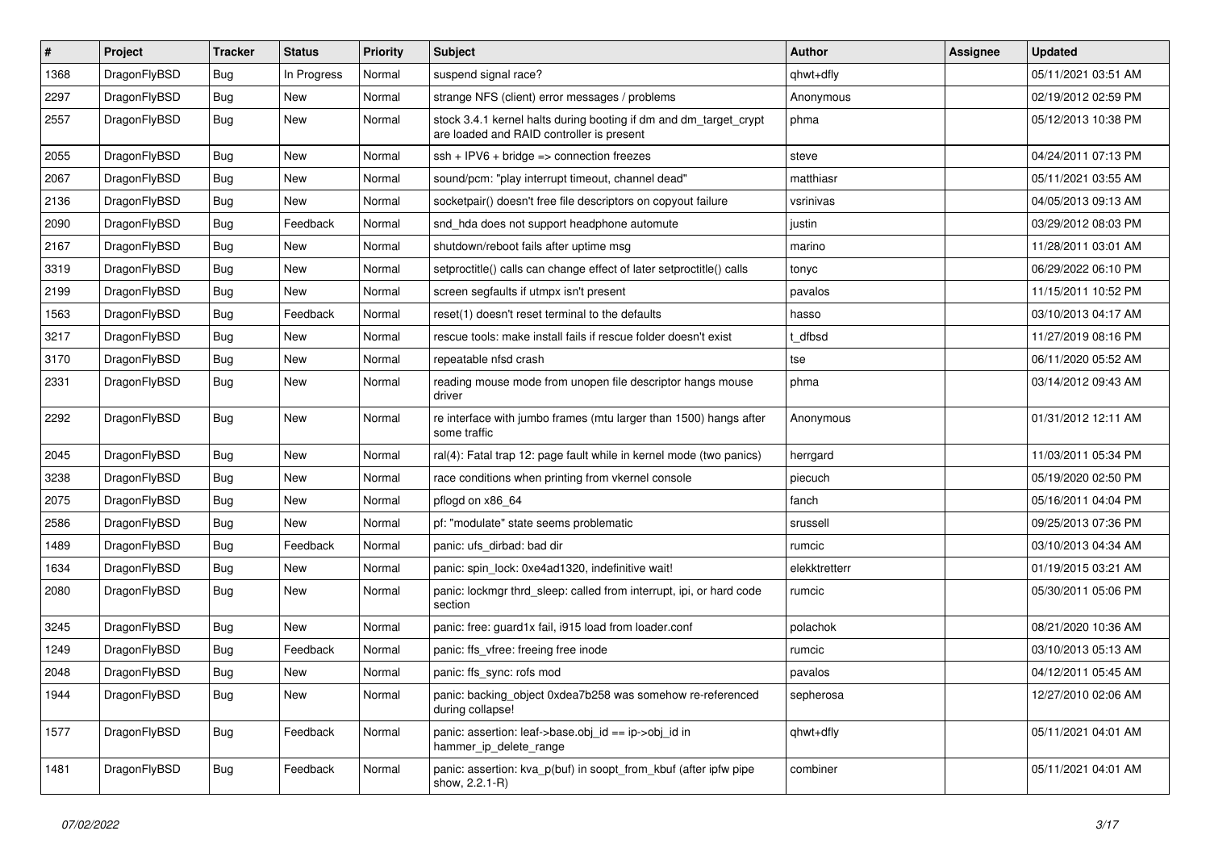| # | Project | Tracker | Status | Priority | Subject | Author | Assignee | Updated |
|---|---|---|---|---|---|---|---|---|
| 1368 | DragonFlyBSD | Bug | In Progress | Normal | suspend signal race? | qhwt+dfly | | 05/11/2021 03:51 AM |
| 2297 | DragonFlyBSD | Bug | New | Normal | strange NFS (client) error messages / problems | Anonymous | | 02/19/2012 02:59 PM |
| 2557 | DragonFlyBSD | Bug | New | Normal | stock 3.4.1 kernel halts during booting if dm and dm_target_crypt are loaded and RAID controller is present | phma | | 05/12/2013 10:38 PM |
| 2055 | DragonFlyBSD | Bug | New | Normal | ssh + IPV6 + bridge => connection freezes | steve | | 04/24/2011 07:13 PM |
| 2067 | DragonFlyBSD | Bug | New | Normal | sound/pcm: "play interrupt timeout, channel dead" | matthiasr | | 05/11/2021 03:55 AM |
| 2136 | DragonFlyBSD | Bug | New | Normal | socketpair() doesn't free file descriptors on copyout failure | vsrinivas | | 04/05/2013 09:13 AM |
| 2090 | DragonFlyBSD | Bug | Feedback | Normal | snd_hda does not support headphone automute | justin | | 03/29/2012 08:03 PM |
| 2167 | DragonFlyBSD | Bug | New | Normal | shutdown/reboot fails after uptime msg | marino | | 11/28/2011 03:01 AM |
| 3319 | DragonFlyBSD | Bug | New | Normal | setproctitle() calls can change effect of later setproctitle() calls | tonyc | | 06/29/2022 06:10 PM |
| 2199 | DragonFlyBSD | Bug | New | Normal | screen segfaults if utmpx isn't present | pavalos | | 11/15/2011 10:52 PM |
| 1563 | DragonFlyBSD | Bug | Feedback | Normal | reset(1) doesn't reset terminal to the defaults | hasso | | 03/10/2013 04:17 AM |
| 3217 | DragonFlyBSD | Bug | New | Normal | rescue tools: make install fails if rescue folder doesn't exist | t_dfbsd | | 11/27/2019 08:16 PM |
| 3170 | DragonFlyBSD | Bug | New | Normal | repeatable nfsd crash | tse | | 06/11/2020 05:52 AM |
| 2331 | DragonFlyBSD | Bug | New | Normal | reading mouse mode from unopen file descriptor hangs mouse driver | phma | | 03/14/2012 09:43 AM |
| 2292 | DragonFlyBSD | Bug | New | Normal | re interface with jumbo frames (mtu larger than 1500) hangs after some traffic | Anonymous | | 01/31/2012 12:11 AM |
| 2045 | DragonFlyBSD | Bug | New | Normal | ral(4): Fatal trap 12: page fault while in kernel mode (two panics) | herrgard | | 11/03/2011 05:34 PM |
| 3238 | DragonFlyBSD | Bug | New | Normal | race conditions when printing from vkernel console | piecuch | | 05/19/2020 02:50 PM |
| 2075 | DragonFlyBSD | Bug | New | Normal | pflogd on x86_64 | fanch | | 05/16/2011 04:04 PM |
| 2586 | DragonFlyBSD | Bug | New | Normal | pf: "modulate" state seems problematic | srussell | | 09/25/2013 07:36 PM |
| 1489 | DragonFlyBSD | Bug | Feedback | Normal | panic: ufs_dirbad: bad dir | rumcic | | 03/10/2013 04:34 AM |
| 1634 | DragonFlyBSD | Bug | New | Normal | panic: spin_lock: 0xe4ad1320, indefinitive wait! | elekktretterr | | 01/19/2015 03:21 AM |
| 2080 | DragonFlyBSD | Bug | New | Normal | panic: lockmgr thrd_sleep: called from interrupt, ipi, or hard code section | rumcic | | 05/30/2011 05:06 PM |
| 3245 | DragonFlyBSD | Bug | New | Normal | panic: free: guard1x fail, i915 load from loader.conf | polachok | | 08/21/2020 10:36 AM |
| 1249 | DragonFlyBSD | Bug | Feedback | Normal | panic: ffs_vfree: freeing free inode | rumcic | | 03/10/2013 05:13 AM |
| 2048 | DragonFlyBSD | Bug | New | Normal | panic: ffs_sync: rofs mod | pavalos | | 04/12/2011 05:45 AM |
| 1944 | DragonFlyBSD | Bug | New | Normal | panic: backing_object 0xdea7b258 was somehow re-referenced during collapse! | sepherosa | | 12/27/2010 02:06 AM |
| 1577 | DragonFlyBSD | Bug | Feedback | Normal | panic: assertion: leaf->base.obj_id == ip->obj_id in hammer_ip_delete_range | qhwt+dfly | | 05/11/2021 04:01 AM |
| 1481 | DragonFlyBSD | Bug | Feedback | Normal | panic: assertion: kva_p(buf) in soopt_from_kbuf (after ipfw pipe show, 2.2.1-R) | combiner | | 05/11/2021 04:01 AM |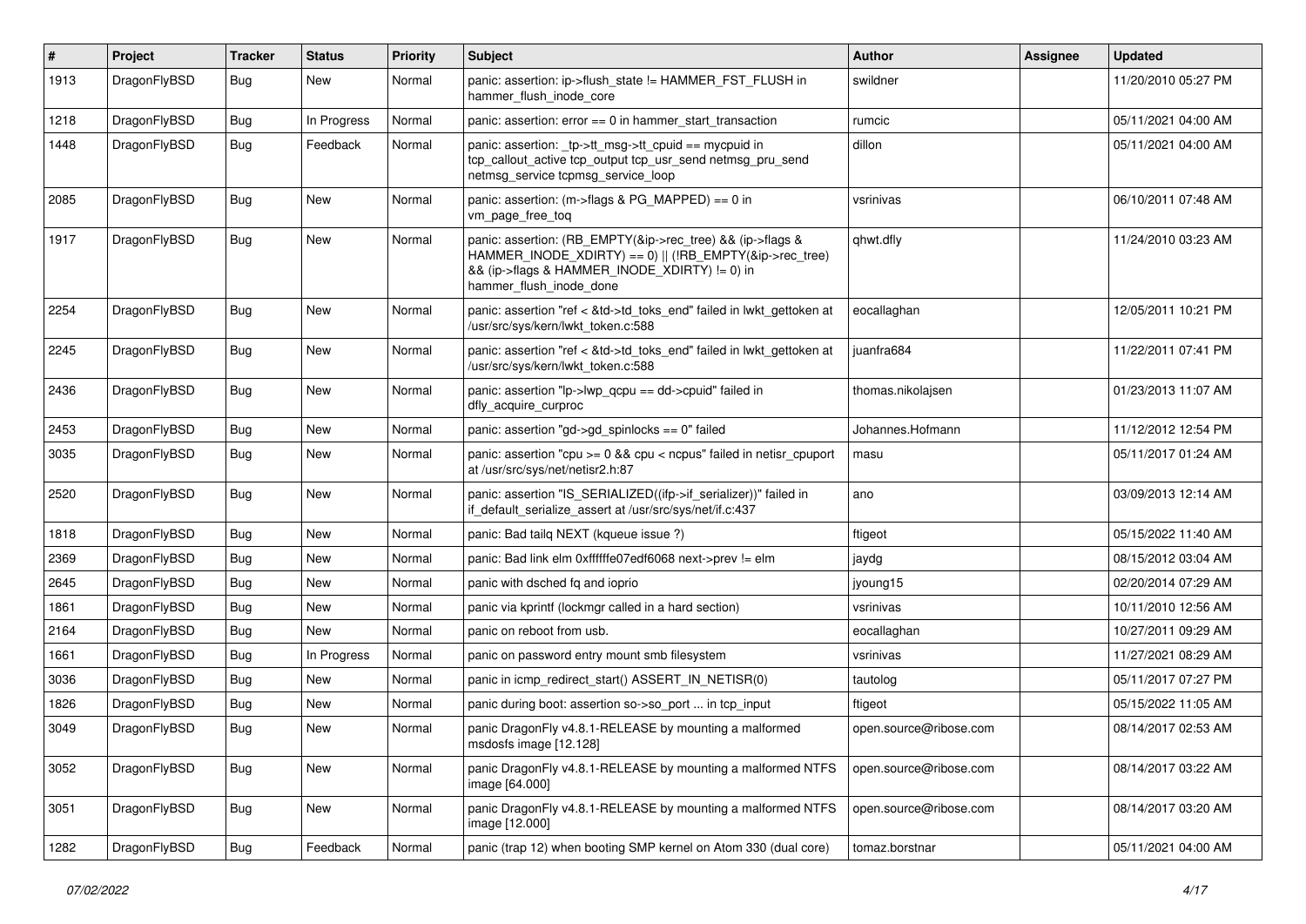| # | Project | Tracker | Status | Priority | Subject | Author | Assignee | Updated |
|---|---|---|---|---|---|---|---|---|
| 1913 | DragonFlyBSD | Bug | New | Normal | panic: assertion: ip->flush_state != HAMMER_FST_FLUSH in hammer_flush_inode_core | swildner | | 11/20/2010 05:27 PM |
| 1218 | DragonFlyBSD | Bug | In Progress | Normal | panic: assertion: error == 0 in hammer_start_transaction | rumcic | | 05/11/2021 04:00 AM |
| 1448 | DragonFlyBSD | Bug | Feedback | Normal | panic: assertion: _tp->tt_msg->tt_cpuid == mycpuid in tcp_callout_active tcp_output tcp_usr_send netmsg_pru_send netmsg_service tcpmsg_service_loop | dillon | | 05/11/2021 04:00 AM |
| 2085 | DragonFlyBSD | Bug | New | Normal | panic: assertion: (m->flags & PG_MAPPED) == 0 in vm_page_free_toq | vsrinivas | | 06/10/2011 07:48 AM |
| 1917 | DragonFlyBSD | Bug | New | Normal | panic: assertion: (RB_EMPTY(&ip->rec_tree) && (ip->flags & HAMMER_INODE_XDIRTY) == 0) \|\| (!RB_EMPTY(&ip->rec_tree) && (ip->flags & HAMMER_INODE_XDIRTY) != 0) in hammer_flush_inode_done | qhwt.dfly | | 11/24/2010 03:23 AM |
| 2254 | DragonFlyBSD | Bug | New | Normal | panic: assertion "ref < &td->td_toks_end" failed in lwkt_gettoken at /usr/src/sys/kern/lwkt_token.c:588 | eocallaghan | | 12/05/2011 10:21 PM |
| 2245 | DragonFlyBSD | Bug | New | Normal | panic: assertion "ref < &td->td_toks_end" failed in lwkt_gettoken at /usr/src/sys/kern/lwkt_token.c:588 | juanfra684 | | 11/22/2011 07:41 PM |
| 2436 | DragonFlyBSD | Bug | New | Normal | panic: assertion "lp->lwp_qcpu == dd->cpuid" failed in dfly_acquire_curproc | thomas.nikolajsen | | 01/23/2013 11:07 AM |
| 2453 | DragonFlyBSD | Bug | New | Normal | panic: assertion "gd->gd_spinlocks == 0" failed | Johannes.Hofmann | | 11/12/2012 12:54 PM |
| 3035 | DragonFlyBSD | Bug | New | Normal | panic: assertion "cpu >= 0 && cpu < ncpus" failed in netisr_cpuport at /usr/src/sys/net/netisr2.h:87 | masu | | 05/11/2017 01:24 AM |
| 2520 | DragonFlyBSD | Bug | New | Normal | panic: assertion "IS_SERIALIZED((ifp->if_serializer))" failed in if_default_serialize_assert at /usr/src/sys/net/if.c:437 | ano | | 03/09/2013 12:14 AM |
| 1818 | DragonFlyBSD | Bug | New | Normal | panic: Bad tailq NEXT (kqueue issue ?) | ftigeot | | 05/15/2022 11:40 AM |
| 2369 | DragonFlyBSD | Bug | New | Normal | panic: Bad link elm 0xffffffe07edf6068 next->prev != elm | jaydg | | 08/15/2012 03:04 AM |
| 2645 | DragonFlyBSD | Bug | New | Normal | panic with dsched fq and ioprio | jyoung15 | | 02/20/2014 07:29 AM |
| 1861 | DragonFlyBSD | Bug | New | Normal | panic via kprintf (lockmgr called in a hard section) | vsrinivas | | 10/11/2010 12:56 AM |
| 2164 | DragonFlyBSD | Bug | New | Normal | panic on reboot from usb. | eocallaghan | | 10/27/2011 09:29 AM |
| 1661 | DragonFlyBSD | Bug | In Progress | Normal | panic on password entry mount smb filesystem | vsrinivas | | 11/27/2021 08:29 AM |
| 3036 | DragonFlyBSD | Bug | New | Normal | panic in icmp_redirect_start() ASSERT_IN_NETISR(0) | tautolog | | 05/11/2017 07:27 PM |
| 1826 | DragonFlyBSD | Bug | New | Normal | panic during boot: assertion so->so_port ... in tcp_input | ftigeot | | 05/15/2022 11:05 AM |
| 3049 | DragonFlyBSD | Bug | New | Normal | panic DragonFly v4.8.1-RELEASE by mounting a malformed msdosfs image [12.128] | open.source@ribose.com | | 08/14/2017 02:53 AM |
| 3052 | DragonFlyBSD | Bug | New | Normal | panic DragonFly v4.8.1-RELEASE by mounting a malformed NTFS image [64.000] | open.source@ribose.com | | 08/14/2017 03:22 AM |
| 3051 | DragonFlyBSD | Bug | New | Normal | panic DragonFly v4.8.1-RELEASE by mounting a malformed NTFS image [12.000] | open.source@ribose.com | | 08/14/2017 03:20 AM |
| 1282 | DragonFlyBSD | Bug | Feedback | Normal | panic (trap 12) when booting SMP kernel on Atom 330 (dual core) | tomaz.borstnar | | 05/11/2021 04:00 AM |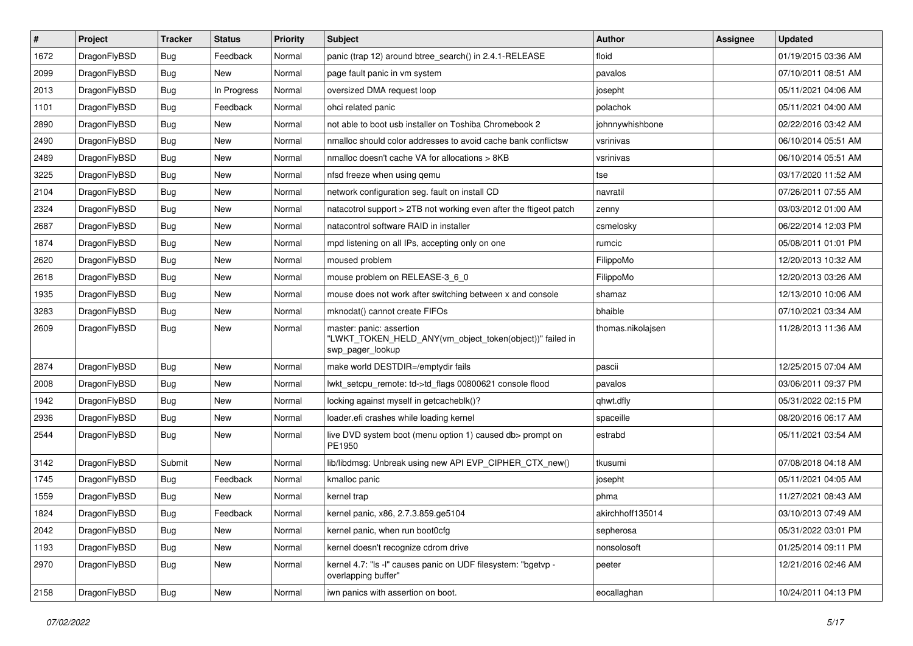| # | Project | Tracker | Status | Priority | Subject | Author | Assignee | Updated |
|---|---|---|---|---|---|---|---|---|
| 1672 | DragonFlyBSD | Bug | Feedback | Normal | panic (trap 12) around btree_search() in 2.4.1-RELEASE | floid | | 01/19/2015 03:36 AM |
| 2099 | DragonFlyBSD | Bug | New | Normal | page fault panic in vm system | pavalos | | 07/10/2011 08:51 AM |
| 2013 | DragonFlyBSD | Bug | In Progress | Normal | oversized DMA request loop | josepht | | 05/11/2021 04:06 AM |
| 1101 | DragonFlyBSD | Bug | Feedback | Normal | ohci related panic | polachok | | 05/11/2021 04:00 AM |
| 2890 | DragonFlyBSD | Bug | New | Normal | not able to boot usb installer on Toshiba Chromebook 2 | johnnywhishbone | | 02/22/2016 03:42 AM |
| 2490 | DragonFlyBSD | Bug | New | Normal | nmalloc should color addresses to avoid cache bank conflictsw | vsrinivas | | 06/10/2014 05:51 AM |
| 2489 | DragonFlyBSD | Bug | New | Normal | nmalloc doesn't cache VA for allocations > 8KB | vsrinivas | | 06/10/2014 05:51 AM |
| 3225 | DragonFlyBSD | Bug | New | Normal | nfsd freeze when using qemu | tse | | 03/17/2020 11:52 AM |
| 2104 | DragonFlyBSD | Bug | New | Normal | network configuration seg. fault on install CD | navratil | | 07/26/2011 07:55 AM |
| 2324 | DragonFlyBSD | Bug | New | Normal | natacotrol support > 2TB not working even after the ftigeot patch | zenny | | 03/03/2012 01:00 AM |
| 2687 | DragonFlyBSD | Bug | New | Normal | natacontrol software RAID in installer | csmelosky | | 06/22/2014 12:03 PM |
| 1874 | DragonFlyBSD | Bug | New | Normal | mpd listening on all IPs, accepting only on one | rumcic | | 05/08/2011 01:01 PM |
| 2620 | DragonFlyBSD | Bug | New | Normal | moused problem | FilippoMo | | 12/20/2013 10:32 AM |
| 2618 | DragonFlyBSD | Bug | New | Normal | mouse problem on RELEASE-3_6_0 | FilippoMo | | 12/20/2013 03:26 AM |
| 1935 | DragonFlyBSD | Bug | New | Normal | mouse does not work after switching between x and console | shamaz | | 12/13/2010 10:06 AM |
| 3283 | DragonFlyBSD | Bug | New | Normal | mknodat() cannot create FIFOs | bhaible | | 07/10/2021 03:34 AM |
| 2609 | DragonFlyBSD | Bug | New | Normal | master: panic: assertion "LWKT_TOKEN_HELD_ANY(vm_object_token(object))" failed in swp_pager_lookup | thomas.nikolajsen | | 11/28/2013 11:36 AM |
| 2874 | DragonFlyBSD | Bug | New | Normal | make world DESTDIR=/emptydir fails | pascii | | 12/25/2015 07:04 AM |
| 2008 | DragonFlyBSD | Bug | New | Normal | lwkt_setcpu_remote: td->td_flags 00800621 console flood | pavalos | | 03/06/2011 09:37 PM |
| 1942 | DragonFlyBSD | Bug | New | Normal | locking against myself in getcacheblk()? | qhwt.dfly | | 05/31/2022 02:15 PM |
| 2936 | DragonFlyBSD | Bug | New | Normal | loader.efi crashes while loading kernel | spaceille | | 08/20/2016 06:17 AM |
| 2544 | DragonFlyBSD | Bug | New | Normal | live DVD system boot (menu option 1) caused db> prompt on PE1950 | estrabd | | 05/11/2021 03:54 AM |
| 3142 | DragonFlyBSD | Submit | New | Normal | lib/libdmsg: Unbreak using new API EVP_CIPHER_CTX_new() | tkusumi | | 07/08/2018 04:18 AM |
| 1745 | DragonFlyBSD | Bug | Feedback | Normal | kmalloc panic | josepht | | 05/11/2021 04:05 AM |
| 1559 | DragonFlyBSD | Bug | New | Normal | kernel trap | phma | | 11/27/2021 08:43 AM |
| 1824 | DragonFlyBSD | Bug | Feedback | Normal | kernel panic, x86, 2.7.3.859.ge5104 | akirchhoff135014 | | 03/10/2013 07:49 AM |
| 2042 | DragonFlyBSD | Bug | New | Normal | kernel panic, when run boot0cfg | sepherosa | | 05/31/2022 03:01 PM |
| 1193 | DragonFlyBSD | Bug | New | Normal | kernel doesn't recognize cdrom drive | nonsolosoft | | 01/25/2014 09:11 PM |
| 2970 | DragonFlyBSD | Bug | New | Normal | kernel 4.7: "ls -l" causes panic on UDF filesystem: "bgetvp - overlapping buffer" | peeter | | 12/21/2016 02:46 AM |
| 2158 | DragonFlyBSD | Bug | New | Normal | iwn panics with assertion on boot. | eocallaghan | | 10/24/2011 04:13 PM |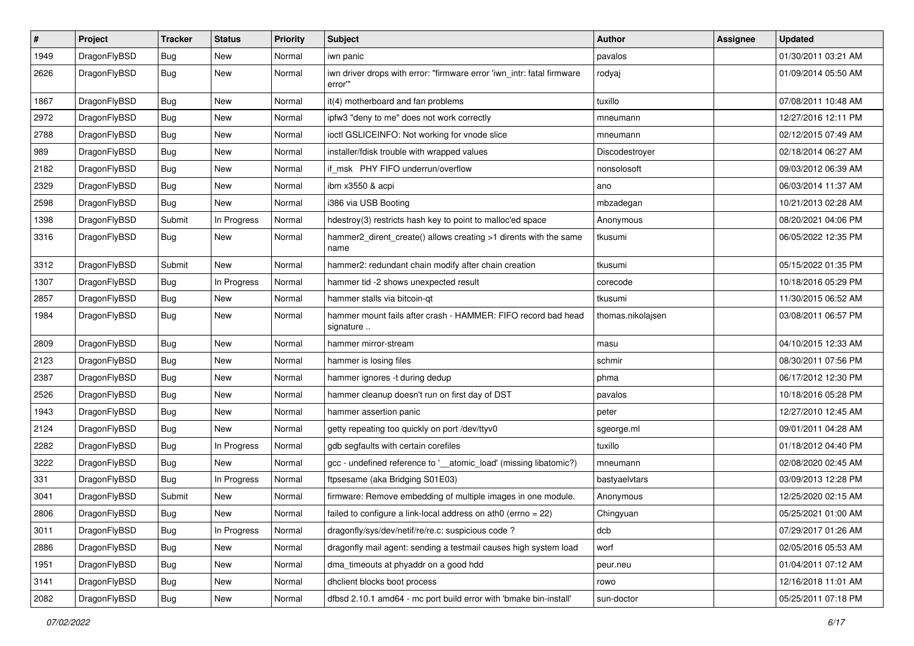| # | Project | Tracker | Status | Priority | Subject | Author | Assignee | Updated |
|---|---|---|---|---|---|---|---|---|
| 1949 | DragonFlyBSD | Bug | New | Normal | iwn panic | pavalos | | 01/30/2011 03:21 AM |
| 2626 | DragonFlyBSD | Bug | New | Normal | iwn driver drops with error: "firmware error 'iwn_intr: fatal firmware error'" | rodyaj | | 01/09/2014 05:50 AM |
| 1867 | DragonFlyBSD | Bug | New | Normal | it(4) motherboard and fan problems | tuxillo | | 07/08/2011 10:48 AM |
| 2972 | DragonFlyBSD | Bug | New | Normal | ipfw3 "deny to me" does not work correctly | mneumann | | 12/27/2016 12:11 PM |
| 2788 | DragonFlyBSD | Bug | New | Normal | ioctl GSLICEINFO: Not working for vnode slice | mneumann | | 02/12/2015 07:49 AM |
| 989 | DragonFlyBSD | Bug | New | Normal | installer/fdisk trouble with wrapped values | Discodestroyer | | 02/18/2014 06:27 AM |
| 2182 | DragonFlyBSD | Bug | New | Normal | if_msk PHY FIFO underrun/overflow | nonsolosoft | | 09/03/2012 06:39 AM |
| 2329 | DragonFlyBSD | Bug | New | Normal | ibm x3550 & acpi | ano | | 06/03/2014 11:37 AM |
| 2598 | DragonFlyBSD | Bug | New | Normal | i386 via USB Booting | mbzadegan | | 10/21/2013 02:28 AM |
| 1398 | DragonFlyBSD | Submit | In Progress | Normal | hdestroy(3) restricts hash key to point to malloc'ed space | Anonymous | | 08/20/2021 04:06 PM |
| 3316 | DragonFlyBSD | Bug | New | Normal | hammer2_dirent_create() allows creating >1 dirents with the same name | tkusumi | | 06/05/2022 12:35 PM |
| 3312 | DragonFlyBSD | Submit | New | Normal | hammer2: redundant chain modify after chain creation | tkusumi | | 05/15/2022 01:35 PM |
| 1307 | DragonFlyBSD | Bug | In Progress | Normal | hammer tid -2 shows unexpected result | corecode | | 10/18/2016 05:29 PM |
| 2857 | DragonFlyBSD | Bug | New | Normal | hammer stalls via bitcoin-qt | tkusumi | | 11/30/2015 06:52 AM |
| 1984 | DragonFlyBSD | Bug | New | Normal | hammer mount fails after crash - HAMMER: FIFO record bad head signature .. | thomas.nikolajsen | | 03/08/2011 06:57 PM |
| 2809 | DragonFlyBSD | Bug | New | Normal | hammer mirror-stream | masu | | 04/10/2015 12:33 AM |
| 2123 | DragonFlyBSD | Bug | New | Normal | hammer is losing files | schmir | | 08/30/2011 07:56 PM |
| 2387 | DragonFlyBSD | Bug | New | Normal | hammer ignores -t during dedup | phma | | 06/17/2012 12:30 PM |
| 2526 | DragonFlyBSD | Bug | New | Normal | hammer cleanup doesn't run on first day of DST | pavalos | | 10/18/2016 05:28 PM |
| 1943 | DragonFlyBSD | Bug | New | Normal | hammer assertion panic | peter | | 12/27/2010 12:45 AM |
| 2124 | DragonFlyBSD | Bug | New | Normal | getty repeating too quickly on port /dev/ttyv0 | sgeorge.ml | | 09/01/2011 04:28 AM |
| 2282 | DragonFlyBSD | Bug | In Progress | Normal | gdb segfaults with certain corefiles | tuxillo | | 01/18/2012 04:40 PM |
| 3222 | DragonFlyBSD | Bug | New | Normal | gcc - undefined reference to '__atomic_load' (missing libatomic?) | mneumann | | 02/08/2020 02:45 AM |
| 331 | DragonFlyBSD | Bug | In Progress | Normal | ftpsesame (aka Bridging S01E03) | bastyaelvtars | | 03/09/2013 12:28 PM |
| 3041 | DragonFlyBSD | Submit | New | Normal | firmware: Remove embedding of multiple images in one module. | Anonymous | | 12/25/2020 02:15 AM |
| 2806 | DragonFlyBSD | Bug | New | Normal | failed to configure a link-local address on ath0 (errno = 22) | Chingyuan | | 05/25/2021 01:00 AM |
| 3011 | DragonFlyBSD | Bug | In Progress | Normal | dragonfly/sys/dev/netif/re/re.c: suspicious code ? | dcb | | 07/29/2017 01:26 AM |
| 2886 | DragonFlyBSD | Bug | New | Normal | dragonfly mail agent: sending a testmail causes high system load | worf | | 02/05/2016 05:53 AM |
| 1951 | DragonFlyBSD | Bug | New | Normal | dma_timeouts at phyaddr on a good hdd | peur.neu | | 01/04/2011 07:12 AM |
| 3141 | DragonFlyBSD | Bug | New | Normal | dhclient blocks boot process | rowo | | 12/16/2018 11:01 AM |
| 2082 | DragonFlyBSD | Bug | New | Normal | dfbsd 2.10.1 amd64 - mc port build error with 'bmake bin-install' | sun-doctor | | 05/25/2011 07:18 PM |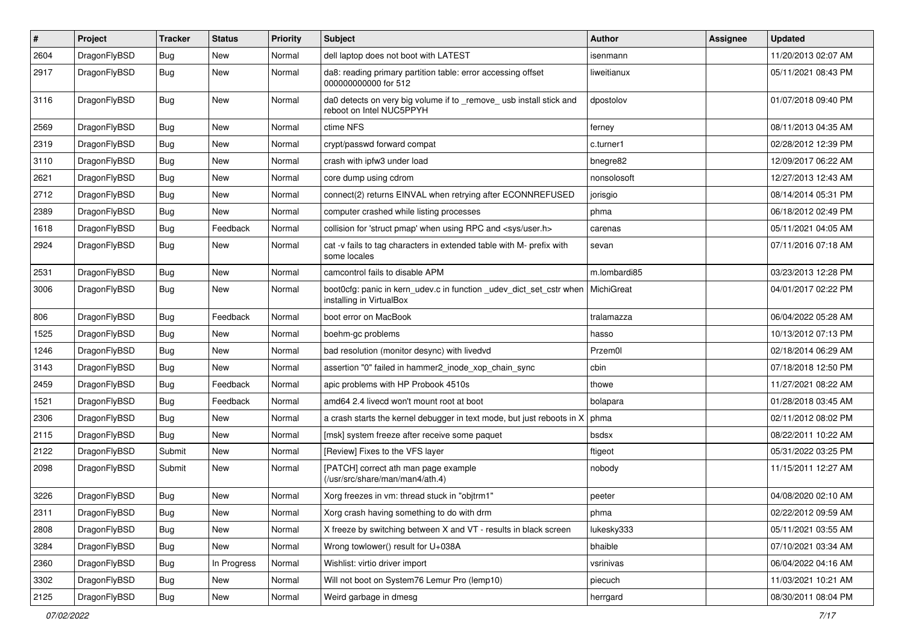| # | Project | Tracker | Status | Priority | Subject | Author | Assignee | Updated |
|---|---|---|---|---|---|---|---|---|
| 2604 | DragonFlyBSD | Bug | New | Normal | dell laptop does not boot with LATEST | isenmann | | 11/20/2013 02:07 AM |
| 2917 | DragonFlyBSD | Bug | New | Normal | da8: reading primary partition table: error accessing offset 000000000000 for 512 | liweitianux | | 05/11/2021 08:43 PM |
| 3116 | DragonFlyBSD | Bug | New | Normal | da0 detects on very big volume if to _remove_ usb install stick and reboot on Intel NUC5PPYH | dpostolov | | 01/07/2018 09:40 PM |
| 2569 | DragonFlyBSD | Bug | New | Normal | ctime NFS | ferney | | 08/11/2013 04:35 AM |
| 2319 | DragonFlyBSD | Bug | New | Normal | crypt/passwd forward compat | c.turner1 | | 02/28/2012 12:39 PM |
| 3110 | DragonFlyBSD | Bug | New | Normal | crash with ipfw3 under load | bnegre82 | | 12/09/2017 06:22 AM |
| 2621 | DragonFlyBSD | Bug | New | Normal | core dump using cdrom | nonsolosoft | | 12/27/2013 12:43 AM |
| 2712 | DragonFlyBSD | Bug | New | Normal | connect(2) returns EINVAL when retrying after ECONNREFUSED | jorisgio | | 08/14/2014 05:31 PM |
| 2389 | DragonFlyBSD | Bug | New | Normal | computer crashed while listing processes | phma | | 06/18/2012 02:49 PM |
| 1618 | DragonFlyBSD | Bug | Feedback | Normal | collision for 'struct pmap' when using RPC and <sys/user.h> | carenas | | 05/11/2021 04:05 AM |
| 2924 | DragonFlyBSD | Bug | New | Normal | cat -v fails to tag characters in extended table with M- prefix with some locales | sevan | | 07/11/2016 07:18 AM |
| 2531 | DragonFlyBSD | Bug | New | Normal | camcontrol fails to disable APM | m.lombardi85 | | 03/23/2013 12:28 PM |
| 3006 | DragonFlyBSD | Bug | New | Normal | boot0cfg: panic in kern_udev.c in function _udev_dict_set_cstr when installing in VirtualBox | MichiGreat | | 04/01/2017 02:22 PM |
| 806 | DragonFlyBSD | Bug | Feedback | Normal | boot error on MacBook | tralamazza | | 06/04/2022 05:28 AM |
| 1525 | DragonFlyBSD | Bug | New | Normal | boehm-gc problems | hasso | | 10/13/2012 07:13 PM |
| 1246 | DragonFlyBSD | Bug | New | Normal | bad resolution (monitor desync) with livedvd | Przem0l | | 02/18/2014 06:29 AM |
| 3143 | DragonFlyBSD | Bug | New | Normal | assertion "0" failed in hammer2_inode_xop_chain_sync | cbin | | 07/18/2018 12:50 PM |
| 2459 | DragonFlyBSD | Bug | Feedback | Normal | apic problems with HP Probook 4510s | thowe | | 11/27/2021 08:22 AM |
| 1521 | DragonFlyBSD | Bug | Feedback | Normal | amd64 2.4 livecd won't mount root at boot | bolapara | | 01/28/2018 03:45 AM |
| 2306 | DragonFlyBSD | Bug | New | Normal | a crash starts the kernel debugger in text mode, but just reboots in X | phma | | 02/11/2012 08:02 PM |
| 2115 | DragonFlyBSD | Bug | New | Normal | [msk] system freeze after receive some paquet | bsdsx | | 08/22/2011 10:22 AM |
| 2122 | DragonFlyBSD | Submit | New | Normal | [Review] Fixes to the VFS layer | ftigeot | | 05/31/2022 03:25 PM |
| 2098 | DragonFlyBSD | Submit | New | Normal | [PATCH] correct ath man page example (/usr/src/share/man/man4/ath.4) | nobody | | 11/15/2011 12:27 AM |
| 3226 | DragonFlyBSD | Bug | New | Normal | Xorg freezes in vm: thread stuck in "objtrm1" | peeter | | 04/08/2020 02:10 AM |
| 2311 | DragonFlyBSD | Bug | New | Normal | Xorg crash having something to do with drm | phma | | 02/22/2012 09:59 AM |
| 2808 | DragonFlyBSD | Bug | New | Normal | X freeze by switching between X and VT - results in black screen | lukesky333 | | 05/11/2021 03:55 AM |
| 3284 | DragonFlyBSD | Bug | New | Normal | Wrong towlower() result for U+038A | bhaible | | 07/10/2021 03:34 AM |
| 2360 | DragonFlyBSD | Bug | In Progress | Normal | Wishlist: virtio driver import | vsrinivas | | 06/04/2022 04:16 AM |
| 3302 | DragonFlyBSD | Bug | New | Normal | Will not boot on System76 Lemur Pro (lemp10) | piecuch | | 11/03/2021 10:21 AM |
| 2125 | DragonFlyBSD | Bug | New | Normal | Weird garbage in dmesg | herrgard | | 08/30/2011 08:04 PM |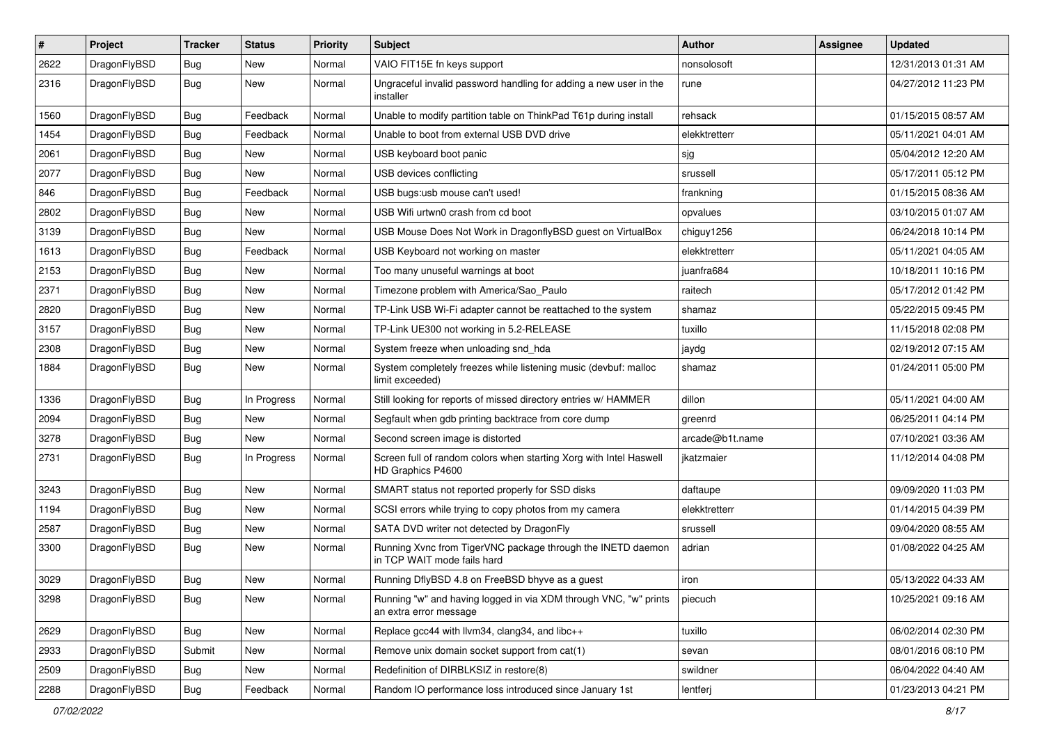| # | Project | Tracker | Status | Priority | Subject | Author | Assignee | Updated |
|---|---|---|---|---|---|---|---|---|
| 2622 | DragonFlyBSD | Bug | New | Normal | VAIO FIT15E fn keys support | nonsolosoft | | 12/31/2013 01:31 AM |
| 2316 | DragonFlyBSD | Bug | New | Normal | Ungraceful invalid password handling for adding a new user in the installer | rune | | 04/27/2012 11:23 PM |
| 1560 | DragonFlyBSD | Bug | Feedback | Normal | Unable to modify partition table on ThinkPad T61p during install | rehsack | | 01/15/2015 08:57 AM |
| 1454 | DragonFlyBSD | Bug | Feedback | Normal | Unable to boot from external USB DVD drive | elekktretterr | | 05/11/2021 04:01 AM |
| 2061 | DragonFlyBSD | Bug | New | Normal | USB keyboard boot panic | sjg | | 05/04/2012 12:20 AM |
| 2077 | DragonFlyBSD | Bug | New | Normal | USB devices conflicting | srussell | | 05/17/2011 05:12 PM |
| 846 | DragonFlyBSD | Bug | Feedback | Normal | USB bugs:usb mouse can't used! | frankning | | 01/15/2015 08:36 AM |
| 2802 | DragonFlyBSD | Bug | New | Normal | USB Wifi urtwn0 crash from cd boot | opvalues | | 03/10/2015 01:07 AM |
| 3139 | DragonFlyBSD | Bug | New | Normal | USB Mouse Does Not Work in DragonflyBSD guest on VirtualBox | chiguy1256 | | 06/24/2018 10:14 PM |
| 1613 | DragonFlyBSD | Bug | Feedback | Normal | USB Keyboard not working on master | elekktretterr | | 05/11/2021 04:05 AM |
| 2153 | DragonFlyBSD | Bug | New | Normal | Too many unuseful warnings at boot | juanfra684 | | 10/18/2011 10:16 PM |
| 2371 | DragonFlyBSD | Bug | New | Normal | Timezone problem with America/Sao_Paulo | raitech | | 05/17/2012 01:42 PM |
| 2820 | DragonFlyBSD | Bug | New | Normal | TP-Link USB Wi-Fi adapter cannot be reattached to the system | shamaz | | 05/22/2015 09:45 PM |
| 3157 | DragonFlyBSD | Bug | New | Normal | TP-Link UE300 not working in 5.2-RELEASE | tuxillo | | 11/15/2018 02:08 PM |
| 2308 | DragonFlyBSD | Bug | New | Normal | System freeze when unloading snd_hda | jaydg | | 02/19/2012 07:15 AM |
| 1884 | DragonFlyBSD | Bug | New | Normal | System completely freezes while listening music (devbuf: malloc limit exceeded) | shamaz | | 01/24/2011 05:00 PM |
| 1336 | DragonFlyBSD | Bug | In Progress | Normal | Still looking for reports of missed directory entries w/ HAMMER | dillon | | 05/11/2021 04:00 AM |
| 2094 | DragonFlyBSD | Bug | New | Normal | Segfault when gdb printing backtrace from core dump | greenrd | | 06/25/2011 04:14 PM |
| 3278 | DragonFlyBSD | Bug | New | Normal | Second screen image is distorted | arcade@b1t.name | | 07/10/2021 03:36 AM |
| 2731 | DragonFlyBSD | Bug | In Progress | Normal | Screen full of random colors when starting Xorg with Intel Haswell HD Graphics P4600 | jkatzmaier | | 11/12/2014 04:08 PM |
| 3243 | DragonFlyBSD | Bug | New | Normal | SMART status not reported properly for SSD disks | daftaupe | | 09/09/2020 11:03 PM |
| 1194 | DragonFlyBSD | Bug | New | Normal | SCSI errors while trying to copy photos from my camera | elekktretterr | | 01/14/2015 04:39 PM |
| 2587 | DragonFlyBSD | Bug | New | Normal | SATA DVD writer not detected by DragonFly | srussell | | 09/04/2020 08:55 AM |
| 3300 | DragonFlyBSD | Bug | New | Normal | Running Xvnc from TigerVNC package through the INETD daemon in TCP WAIT mode fails hard | adrian | | 01/08/2022 04:25 AM |
| 3029 | DragonFlyBSD | Bug | New | Normal | Running DflyBSD 4.8 on FreeBSD bhyve as a guest | iron | | 05/13/2022 04:33 AM |
| 3298 | DragonFlyBSD | Bug | New | Normal | Running "w" and having logged in via XDM through VNC, "w" prints an extra error message | piecuch | | 10/25/2021 09:16 AM |
| 2629 | DragonFlyBSD | Bug | New | Normal | Replace gcc44 with llvm34, clang34, and libc++ | tuxillo | | 06/02/2014 02:30 PM |
| 2933 | DragonFlyBSD | Submit | New | Normal | Remove unix domain socket support from cat(1) | sevan | | 08/01/2016 08:10 PM |
| 2509 | DragonFlyBSD | Bug | New | Normal | Redefinition of DIRBLKSIZ in restore(8) | swildner | | 06/04/2022 04:40 AM |
| 2288 | DragonFlyBSD | Bug | Feedback | Normal | Random IO performance loss introduced since January 1st | lentferj | | 01/23/2013 04:21 PM |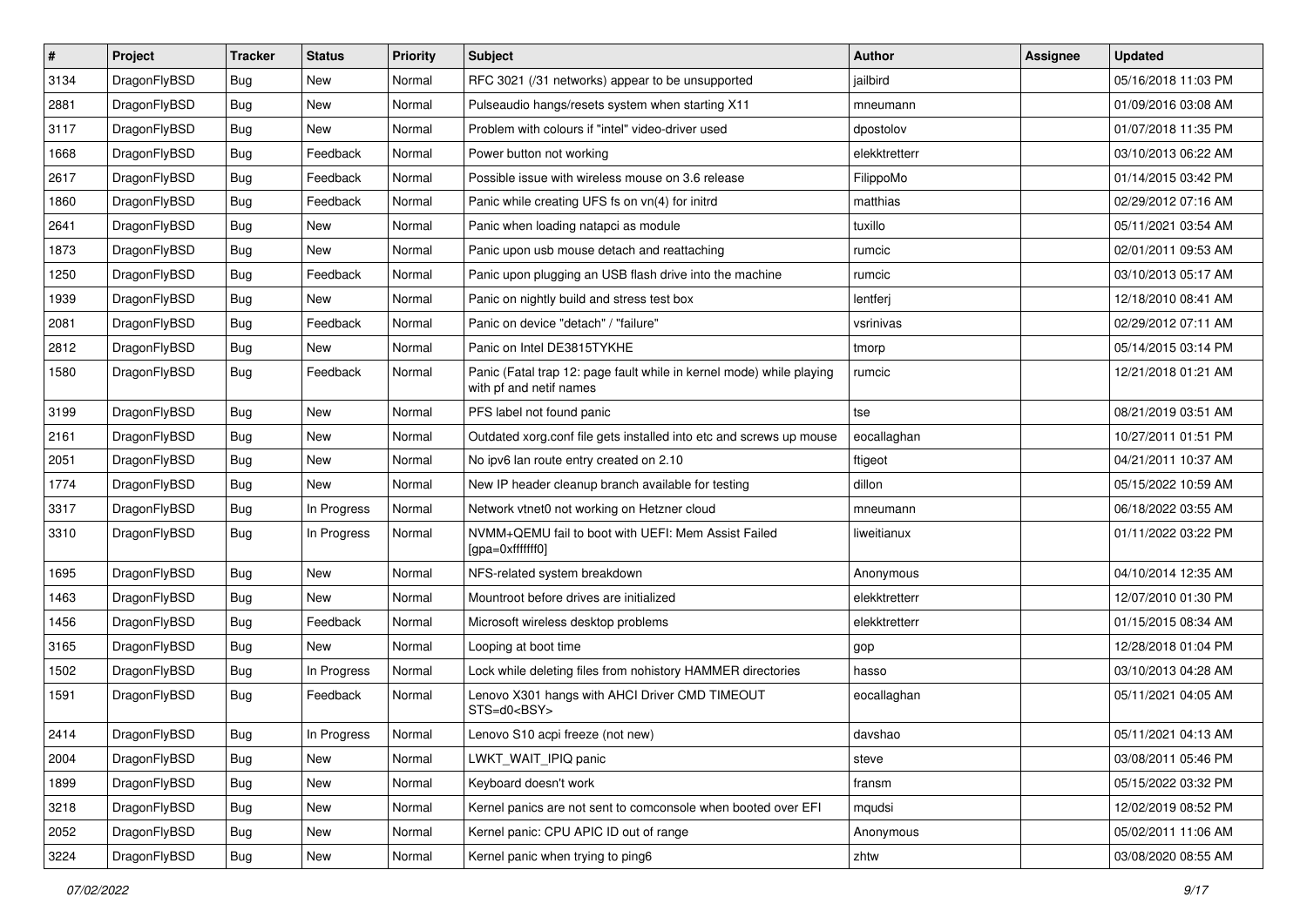| # | Project | Tracker | Status | Priority | Subject | Author | Assignee | Updated |
|---|---|---|---|---|---|---|---|---|
| 3134 | DragonFlyBSD | Bug | New | Normal | RFC 3021 (/31 networks) appear to be unsupported | jailbird | | 05/16/2018 11:03 PM |
| 2881 | DragonFlyBSD | Bug | New | Normal | Pulseaudio hangs/resets system when starting X11 | mneumann | | 01/09/2016 03:08 AM |
| 3117 | DragonFlyBSD | Bug | New | Normal | Problem with colours if "intel" video-driver used | dpostolov | | 01/07/2018 11:35 PM |
| 1668 | DragonFlyBSD | Bug | Feedback | Normal | Power button not working | elekktretterr | | 03/10/2013 06:22 AM |
| 2617 | DragonFlyBSD | Bug | Feedback | Normal | Possible issue with wireless mouse on 3.6 release | FilippoMo | | 01/14/2015 03:42 PM |
| 1860 | DragonFlyBSD | Bug | Feedback | Normal | Panic while creating UFS fs on vn(4) for initrd | matthias | | 02/29/2012 07:16 AM |
| 2641 | DragonFlyBSD | Bug | New | Normal | Panic when loading natapci as module | tuxillo | | 05/11/2021 03:54 AM |
| 1873 | DragonFlyBSD | Bug | New | Normal | Panic upon usb mouse detach and reattaching | rumcic | | 02/01/2011 09:53 AM |
| 1250 | DragonFlyBSD | Bug | Feedback | Normal | Panic upon plugging an USB flash drive into the machine | rumcic | | 03/10/2013 05:17 AM |
| 1939 | DragonFlyBSD | Bug | New | Normal | Panic on nightly build and stress test box | lentferj | | 12/18/2010 08:41 AM |
| 2081 | DragonFlyBSD | Bug | Feedback | Normal | Panic on device "detach" / "failure" | vsrinivas | | 02/29/2012 07:11 AM |
| 2812 | DragonFlyBSD | Bug | New | Normal | Panic on Intel DE3815TYKHE | tmorp | | 05/14/2015 03:14 PM |
| 1580 | DragonFlyBSD | Bug | Feedback | Normal | Panic (Fatal trap 12: page fault while in kernel mode) while playing with pf and netif names | rumcic | | 12/21/2018 01:21 AM |
| 3199 | DragonFlyBSD | Bug | New | Normal | PFS label not found panic | tse | | 08/21/2019 03:51 AM |
| 2161 | DragonFlyBSD | Bug | New | Normal | Outdated xorg.conf file gets installed into etc and screws up mouse | eocallaghan | | 10/27/2011 01:51 PM |
| 2051 | DragonFlyBSD | Bug | New | Normal | No ipv6 lan route entry created on 2.10 | ftigeot | | 04/21/2011 10:37 AM |
| 1774 | DragonFlyBSD | Bug | New | Normal | New IP header cleanup branch available for testing | dillon | | 05/15/2022 10:59 AM |
| 3317 | DragonFlyBSD | Bug | In Progress | Normal | Network vtnet0 not working on Hetzner cloud | mneumann | | 06/18/2022 03:55 AM |
| 3310 | DragonFlyBSD | Bug | In Progress | Normal | NVMM+QEMU fail to boot with UEFI: Mem Assist Failed [gpa=0xfffffff0] | liweitianux | | 01/11/2022 03:22 PM |
| 1695 | DragonFlyBSD | Bug | New | Normal | NFS-related system breakdown | Anonymous | | 04/10/2014 12:35 AM |
| 1463 | DragonFlyBSD | Bug | New | Normal | Mountroot before drives are initialized | elekktretterr | | 12/07/2010 01:30 PM |
| 1456 | DragonFlyBSD | Bug | Feedback | Normal | Microsoft wireless desktop problems | elekktretterr | | 01/15/2015 08:34 AM |
| 3165 | DragonFlyBSD | Bug | New | Normal | Looping at boot time | gop | | 12/28/2018 01:04 PM |
| 1502 | DragonFlyBSD | Bug | In Progress | Normal | Lock while deleting files from nohistory HAMMER directories | hasso | | 03/10/2013 04:28 AM |
| 1591 | DragonFlyBSD | Bug | Feedback | Normal | Lenovo X301 hangs with AHCI Driver CMD TIMEOUT STS=d0<BSY> | eocallaghan | | 05/11/2021 04:05 AM |
| 2414 | DragonFlyBSD | Bug | In Progress | Normal | Lenovo S10 acpi freeze (not new) | davshao | | 05/11/2021 04:13 AM |
| 2004 | DragonFlyBSD | Bug | New | Normal | LWKT_WAIT_IPIQ panic | steve | | 03/08/2011 05:46 PM |
| 1899 | DragonFlyBSD | Bug | New | Normal | Keyboard doesn't work | fransm | | 05/15/2022 03:32 PM |
| 3218 | DragonFlyBSD | Bug | New | Normal | Kernel panics are not sent to comconsole when booted over EFI | mqudsi | | 12/02/2019 08:52 PM |
| 2052 | DragonFlyBSD | Bug | New | Normal | Kernel panic: CPU APIC ID out of range | Anonymous | | 05/02/2011 11:06 AM |
| 3224 | DragonFlyBSD | Bug | New | Normal | Kernel panic when trying to ping6 | zhtw | | 03/08/2020 08:55 AM |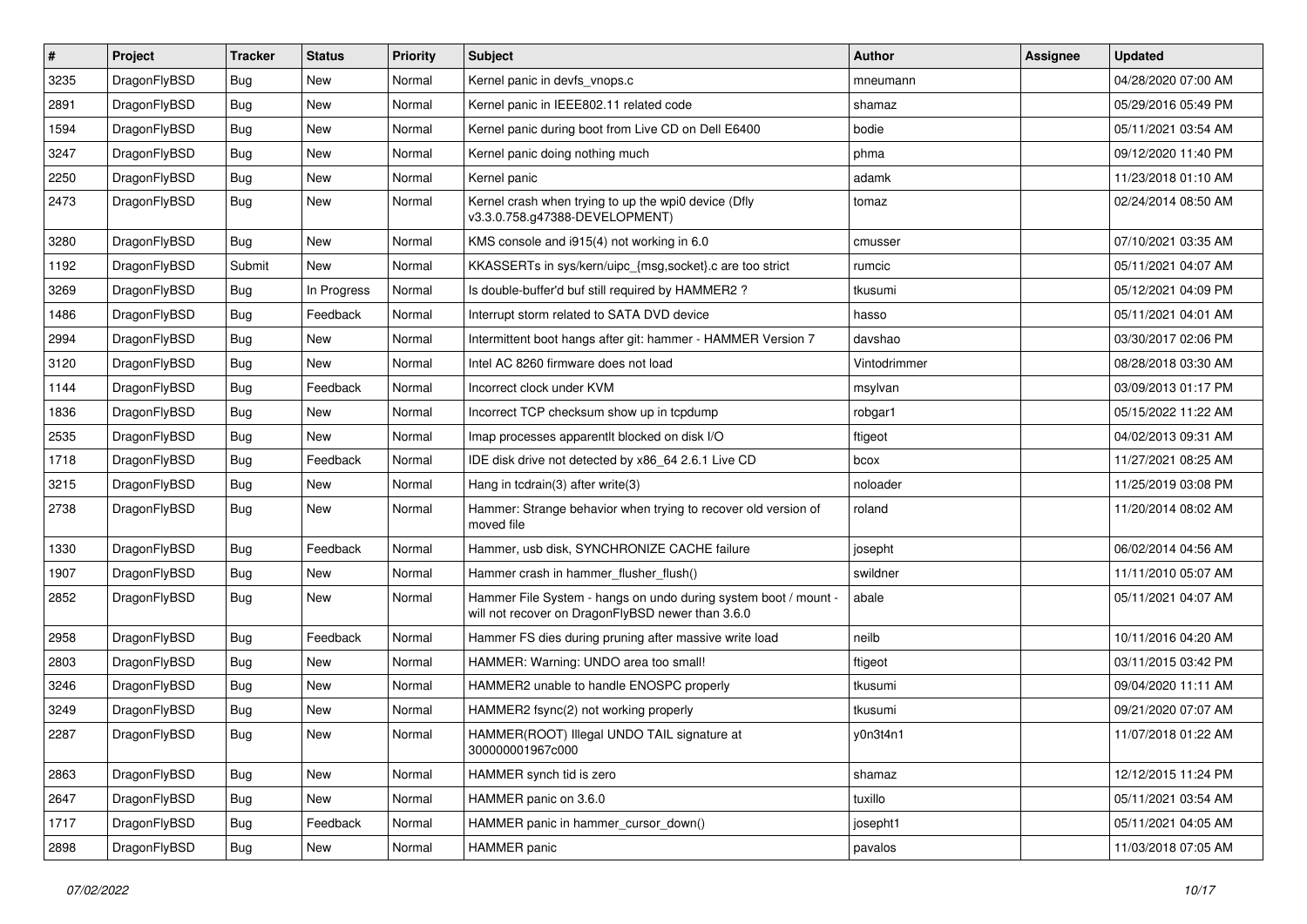| # | Project | Tracker | Status | Priority | Subject | Author | Assignee | Updated |
|---|---|---|---|---|---|---|---|---|
| 3235 | DragonFlyBSD | Bug | New | Normal | Kernel panic in devfs_vnops.c | mneumann | | 04/28/2020 07:00 AM |
| 2891 | DragonFlyBSD | Bug | New | Normal | Kernel panic in IEEE802.11 related code | shamaz | | 05/29/2016 05:49 PM |
| 1594 | DragonFlyBSD | Bug | New | Normal | Kernel panic during boot from Live CD on Dell E6400 | bodie | | 05/11/2021 03:54 AM |
| 3247 | DragonFlyBSD | Bug | New | Normal | Kernel panic doing nothing much | phma | | 09/12/2020 11:40 PM |
| 2250 | DragonFlyBSD | Bug | New | Normal | Kernel panic | adamk | | 11/23/2018 01:10 AM |
| 2473 | DragonFlyBSD | Bug | New | Normal | Kernel crash when trying to up the wpi0 device (Dfly v3.3.0.758.g47388-DEVELOPMENT) | tomaz | | 02/24/2014 08:50 AM |
| 3280 | DragonFlyBSD | Bug | New | Normal | KMS console and i915(4) not working in 6.0 | cmusser | | 07/10/2021 03:35 AM |
| 1192 | DragonFlyBSD | Submit | New | Normal | KKASSERTs in sys/kern/uipc_{msg,socket}.c are too strict | rumcic | | 05/11/2021 04:07 AM |
| 3269 | DragonFlyBSD | Bug | In Progress | Normal | Is double-buffer'd buf still required by HAMMER2 ? | tkusumi | | 05/12/2021 04:09 PM |
| 1486 | DragonFlyBSD | Bug | Feedback | Normal | Interrupt storm related to SATA DVD device | hasso | | 05/11/2021 04:01 AM |
| 2994 | DragonFlyBSD | Bug | New | Normal | Intermittent boot hangs after git: hammer - HAMMER Version 7 | davshao | | 03/30/2017 02:06 PM |
| 3120 | DragonFlyBSD | Bug | New | Normal | Intel AC 8260 firmware does not load | Vintodrimmer | | 08/28/2018 03:30 AM |
| 1144 | DragonFlyBSD | Bug | Feedback | Normal | Incorrect clock under KVM | msylvan | | 03/09/2013 01:17 PM |
| 1836 | DragonFlyBSD | Bug | New | Normal | Incorrect TCP checksum show up in tcpdump | robgar1 | | 05/15/2022 11:22 AM |
| 2535 | DragonFlyBSD | Bug | New | Normal | Imap processes apparentlt blocked on disk I/O | ftigeot | | 04/02/2013 09:31 AM |
| 1718 | DragonFlyBSD | Bug | Feedback | Normal | IDE disk drive not detected by x86_64 2.6.1 Live CD | bcox | | 11/27/2021 08:25 AM |
| 3215 | DragonFlyBSD | Bug | New | Normal | Hang in tcdrain(3) after write(3) | noloader | | 11/25/2019 03:08 PM |
| 2738 | DragonFlyBSD | Bug | New | Normal | Hammer: Strange behavior when trying to recover old version of moved file | roland | | 11/20/2014 08:02 AM |
| 1330 | DragonFlyBSD | Bug | Feedback | Normal | Hammer, usb disk, SYNCHRONIZE CACHE failure | josepht | | 06/02/2014 04:56 AM |
| 1907 | DragonFlyBSD | Bug | New | Normal | Hammer crash in hammer_flusher_flush() | swildner | | 11/11/2010 05:07 AM |
| 2852 | DragonFlyBSD | Bug | New | Normal | Hammer File System - hangs on undo during system boot / mount - will not recover on DragonFlyBSD newer than 3.6.0 | abale | | 05/11/2021 04:07 AM |
| 2958 | DragonFlyBSD | Bug | Feedback | Normal | Hammer FS dies during pruning after massive write load | neilb | | 10/11/2016 04:20 AM |
| 2803 | DragonFlyBSD | Bug | New | Normal | HAMMER: Warning: UNDO area too small! | ftigeot | | 03/11/2015 03:42 PM |
| 3246 | DragonFlyBSD | Bug | New | Normal | HAMMER2 unable to handle ENOSPC properly | tkusumi | | 09/04/2020 11:11 AM |
| 3249 | DragonFlyBSD | Bug | New | Normal | HAMMER2 fsync(2) not working properly | tkusumi | | 09/21/2020 07:07 AM |
| 2287 | DragonFlyBSD | Bug | New | Normal | HAMMER(ROOT) Illegal UNDO TAIL signature at 300000001967c000 | y0n3t4n1 | | 11/07/2018 01:22 AM |
| 2863 | DragonFlyBSD | Bug | New | Normal | HAMMER synch tid is zero | shamaz | | 12/12/2015 11:24 PM |
| 2647 | DragonFlyBSD | Bug | New | Normal | HAMMER panic on 3.6.0 | tuxillo | | 05/11/2021 03:54 AM |
| 1717 | DragonFlyBSD | Bug | Feedback | Normal | HAMMER panic in hammer_cursor_down() | josepht1 | | 05/11/2021 04:05 AM |
| 2898 | DragonFlyBSD | Bug | New | Normal | HAMMER panic | pavalos | | 11/03/2018 07:05 AM |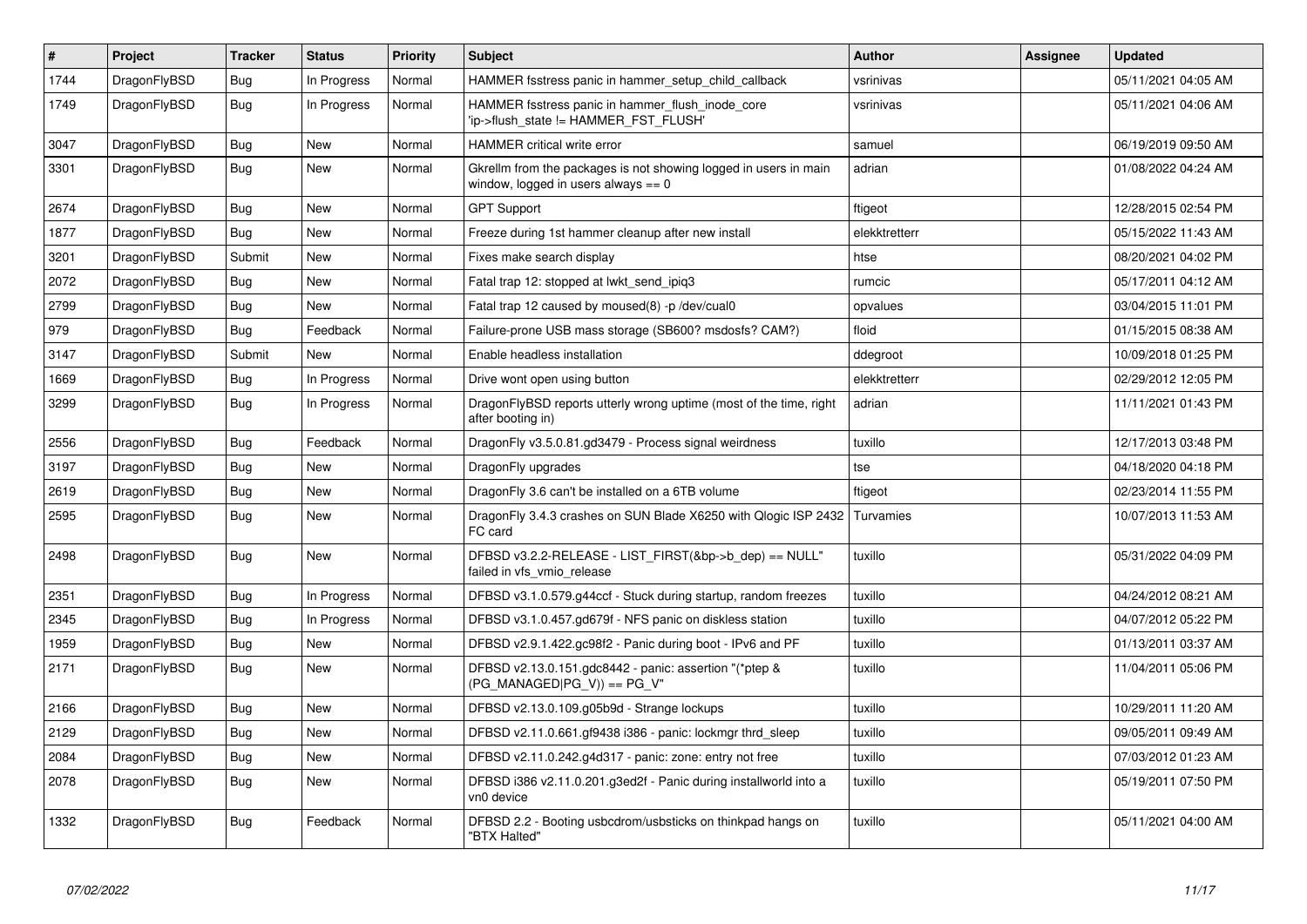| # | Project | Tracker | Status | Priority | Subject | Author | Assignee | Updated |
|---|---|---|---|---|---|---|---|---|
| 1744 | DragonFlyBSD | Bug | In Progress | Normal | HAMMER fsstress panic in hammer_setup_child_callback | vsrinivas | | 05/11/2021 04:05 AM |
| 1749 | DragonFlyBSD | Bug | In Progress | Normal | HAMMER fsstress panic in hammer_flush_inode_core 'ip->flush_state != HAMMER_FST_FLUSH' | vsrinivas | | 05/11/2021 04:06 AM |
| 3047 | DragonFlyBSD | Bug | New | Normal | HAMMER critical write error | samuel | | 06/19/2019 09:50 AM |
| 3301 | DragonFlyBSD | Bug | New | Normal | Gkrellm from the packages is not showing logged in users in main window, logged in users always == 0 | adrian | | 01/08/2022 04:24 AM |
| 2674 | DragonFlyBSD | Bug | New | Normal | GPT Support | ftigeot | | 12/28/2015 02:54 PM |
| 1877 | DragonFlyBSD | Bug | New | Normal | Freeze during 1st hammer cleanup after new install | elekktretterr | | 05/15/2022 11:43 AM |
| 3201 | DragonFlyBSD | Submit | New | Normal | Fixes make search display | htse | | 08/20/2021 04:02 PM |
| 2072 | DragonFlyBSD | Bug | New | Normal | Fatal trap 12: stopped at lwkt_send_ipiq3 | rumcic | | 05/17/2011 04:12 AM |
| 2799 | DragonFlyBSD | Bug | New | Normal | Fatal trap 12 caused by moused(8) -p /dev/cual0 | opvalues | | 03/04/2015 11:01 PM |
| 979 | DragonFlyBSD | Bug | Feedback | Normal | Failure-prone USB mass storage (SB600? msdosfs? CAM?) | floid | | 01/15/2015 08:38 AM |
| 3147 | DragonFlyBSD | Submit | New | Normal | Enable headless installation | ddegroot | | 10/09/2018 01:25 PM |
| 1669 | DragonFlyBSD | Bug | In Progress | Normal | Drive wont open using button | elekktretterr | | 02/29/2012 12:05 PM |
| 3299 | DragonFlyBSD | Bug | In Progress | Normal | DragonFlyBSD reports utterly wrong uptime (most of the time, right after booting in) | adrian | | 11/11/2021 01:43 PM |
| 2556 | DragonFlyBSD | Bug | Feedback | Normal | DragonFly v3.5.0.81.gd3479 - Process signal weirdness | tuxillo | | 12/17/2013 03:48 PM |
| 3197 | DragonFlyBSD | Bug | New | Normal | DragonFly upgrades | tse | | 04/18/2020 04:18 PM |
| 2619 | DragonFlyBSD | Bug | New | Normal | DragonFly 3.6 can't be installed on a 6TB volume | ftigeot | | 02/23/2014 11:55 PM |
| 2595 | DragonFlyBSD | Bug | New | Normal | DragonFly 3.4.3 crashes on SUN Blade X6250 with Qlogic ISP 2432 FC card | Turvamies | | 10/07/2013 11:53 AM |
| 2498 | DragonFlyBSD | Bug | New | Normal | DFBSD v3.2.2-RELEASE - LIST_FIRST(&bp->b_dep) == NULL" failed in vfs_vmio_release | tuxillo | | 05/31/2022 04:09 PM |
| 2351 | DragonFlyBSD | Bug | In Progress | Normal | DFBSD v3.1.0.579.g44ccf - Stuck during startup, random freezes | tuxillo | | 04/24/2012 08:21 AM |
| 2345 | DragonFlyBSD | Bug | In Progress | Normal | DFBSD v3.1.0.457.gd679f - NFS panic on diskless station | tuxillo | | 04/07/2012 05:22 PM |
| 1959 | DragonFlyBSD | Bug | New | Normal | DFBSD v2.9.1.422.gc98f2 - Panic during boot - IPv6 and PF | tuxillo | | 01/13/2011 03:37 AM |
| 2171 | DragonFlyBSD | Bug | New | Normal | DFBSD v2.13.0.151.gdc8442 - panic: assertion "(*ptep & (PG_MANAGED\|PG_V)) == PG_V" | tuxillo | | 11/04/2011 05:06 PM |
| 2166 | DragonFlyBSD | Bug | New | Normal | DFBSD v2.13.0.109.g05b9d - Strange lockups | tuxillo | | 10/29/2011 11:20 AM |
| 2129 | DragonFlyBSD | Bug | New | Normal | DFBSD v2.11.0.661.gf9438 i386 - panic: lockmgr thrd_sleep | tuxillo | | 09/05/2011 09:49 AM |
| 2084 | DragonFlyBSD | Bug | New | Normal | DFBSD v2.11.0.242.g4d317 - panic: zone: entry not free | tuxillo | | 07/03/2012 01:23 AM |
| 2078 | DragonFlyBSD | Bug | New | Normal | DFBSD i386 v2.11.0.201.g3ed2f - Panic during installworld into a vn0 device | tuxillo | | 05/19/2011 07:50 PM |
| 1332 | DragonFlyBSD | Bug | Feedback | Normal | DFBSD 2.2 - Booting usbcdrom/usbsticks on thinkpad hangs on "BTX Halted" | tuxillo | | 05/11/2021 04:00 AM |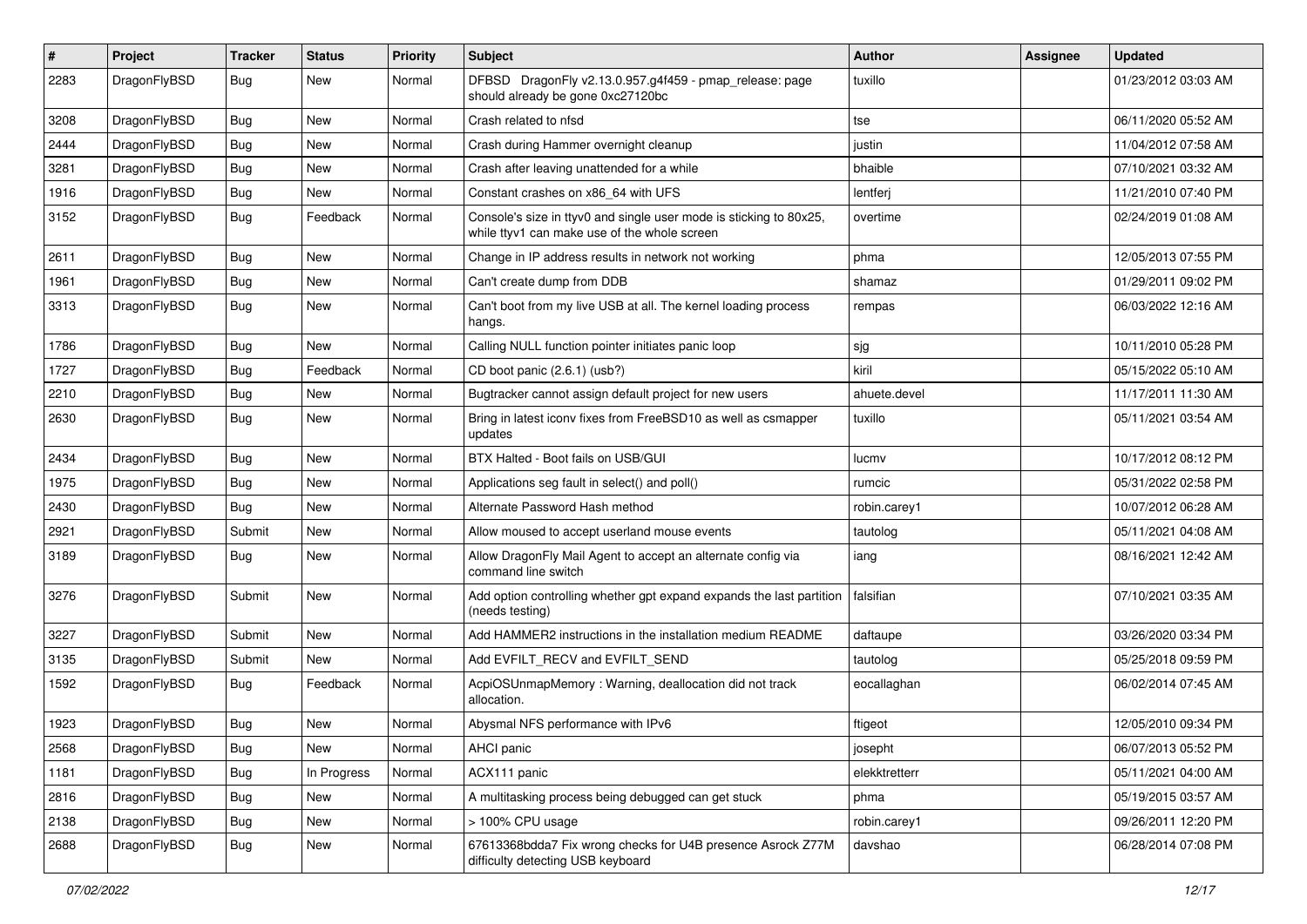| # | Project | Tracker | Status | Priority | Subject | Author | Assignee | Updated |
|---|---|---|---|---|---|---|---|---|
| 2283 | DragonFlyBSD | Bug | New | Normal | DFBSD DragonFly v2.13.0.957.g4f459 - pmap_release: page should already be gone 0xc27120bc | tuxillo | | 01/23/2012 03:03 AM |
| 3208 | DragonFlyBSD | Bug | New | Normal | Crash related to nfsd | tse | | 06/11/2020 05:52 AM |
| 2444 | DragonFlyBSD | Bug | New | Normal | Crash during Hammer overnight cleanup | justin | | 11/04/2012 07:58 AM |
| 3281 | DragonFlyBSD | Bug | New | Normal | Crash after leaving unattended for a while | bhaible | | 07/10/2021 03:32 AM |
| 1916 | DragonFlyBSD | Bug | New | Normal | Constant crashes on x86_64 with UFS | lentferj | | 11/21/2010 07:40 PM |
| 3152 | DragonFlyBSD | Bug | Feedback | Normal | Console's size in ttyv0 and single user mode is sticking to 80x25, while ttyv1 can make use of the whole screen | overtime | | 02/24/2019 01:08 AM |
| 2611 | DragonFlyBSD | Bug | New | Normal | Change in IP address results in network not working | phma | | 12/05/2013 07:55 PM |
| 1961 | DragonFlyBSD | Bug | New | Normal | Can't create dump from DDB | shamaz | | 01/29/2011 09:02 PM |
| 3313 | DragonFlyBSD | Bug | New | Normal | Can't boot from my live USB at all. The kernel loading process hangs. | rempas | | 06/03/2022 12:16 AM |
| 1786 | DragonFlyBSD | Bug | New | Normal | Calling NULL function pointer initiates panic loop | sjg | | 10/11/2010 05:28 PM |
| 1727 | DragonFlyBSD | Bug | Feedback | Normal | CD boot panic (2.6.1) (usb?) | kiril | | 05/15/2022 05:10 AM |
| 2210 | DragonFlyBSD | Bug | New | Normal | Bugtracker cannot assign default project for new users | ahuete.devel | | 11/17/2011 11:30 AM |
| 2630 | DragonFlyBSD | Bug | New | Normal | Bring in latest iconv fixes from FreeBSD10 as well as csmapper updates | tuxillo | | 05/11/2021 03:54 AM |
| 2434 | DragonFlyBSD | Bug | New | Normal | BTX Halted - Boot fails on USB/GUI | lucmv | | 10/17/2012 08:12 PM |
| 1975 | DragonFlyBSD | Bug | New | Normal | Applications seg fault in select() and poll() | rumcic | | 05/31/2022 02:58 PM |
| 2430 | DragonFlyBSD | Bug | New | Normal | Alternate Password Hash method | robin.carey1 | | 10/07/2012 06:28 AM |
| 2921 | DragonFlyBSD | Submit | New | Normal | Allow moused to accept userland mouse events | tautolog | | 05/11/2021 04:08 AM |
| 3189 | DragonFlyBSD | Bug | New | Normal | Allow DragonFly Mail Agent to accept an alternate config via command line switch | iang | | 08/16/2021 12:42 AM |
| 3276 | DragonFlyBSD | Submit | New | Normal | Add option controlling whether gpt expand expands the last partition (needs testing) | falsifian | | 07/10/2021 03:35 AM |
| 3227 | DragonFlyBSD | Submit | New | Normal | Add HAMMER2 instructions in the installation medium README | daftaupe | | 03/26/2020 03:34 PM |
| 3135 | DragonFlyBSD | Submit | New | Normal | Add EVFILT_RECV and EVFILT_SEND | tautolog | | 05/25/2018 09:59 PM |
| 1592 | DragonFlyBSD | Bug | Feedback | Normal | AcpiOSUnmapMemory : Warning, deallocation did not track allocation. | eocallaghan | | 06/02/2014 07:45 AM |
| 1923 | DragonFlyBSD | Bug | New | Normal | Abysmal NFS performance with IPv6 | ftigeot | | 12/05/2010 09:34 PM |
| 2568 | DragonFlyBSD | Bug | New | Normal | AHCI panic | josepht | | 06/07/2013 05:52 PM |
| 1181 | DragonFlyBSD | Bug | In Progress | Normal | ACX111 panic | elekktretterr | | 05/11/2021 04:00 AM |
| 2816 | DragonFlyBSD | Bug | New | Normal | A multitasking process being debugged can get stuck | phma | | 05/19/2015 03:57 AM |
| 2138 | DragonFlyBSD | Bug | New | Normal | > 100% CPU usage | robin.carey1 | | 09/26/2011 12:20 PM |
| 2688 | DragonFlyBSD | Bug | New | Normal | 67613368bdda7 Fix wrong checks for U4B presence Asrock Z77M difficulty detecting USB keyboard | davshao | | 06/28/2014 07:08 PM |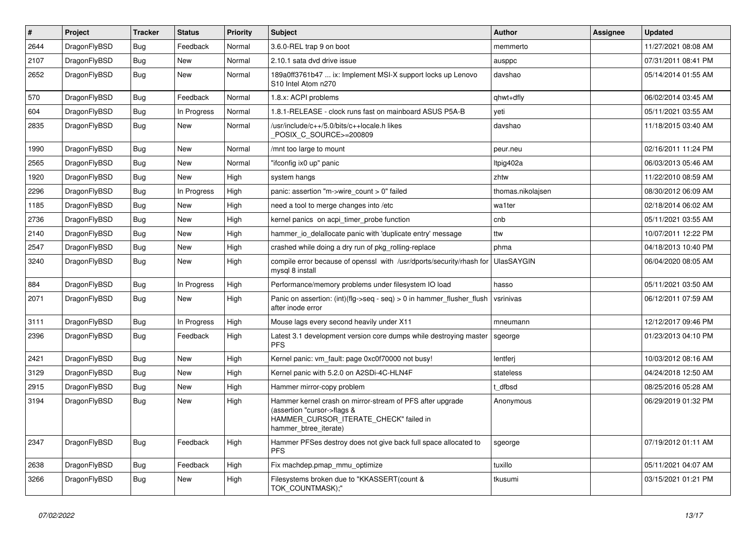| # | Project | Tracker | Status | Priority | Subject | Author | Assignee | Updated |
|---|---|---|---|---|---|---|---|---|
| 2644 | DragonFlyBSD | Bug | Feedback | Normal | 3.6.0-REL trap 9 on boot | memmerto | | 11/27/2021 08:08 AM |
| 2107 | DragonFlyBSD | Bug | New | Normal | 2.10.1 sata dvd drive issue | ausppc | | 07/31/2011 08:41 PM |
| 2652 | DragonFlyBSD | Bug | New | Normal | 189a0ff3761b47 ... ix: Implement MSI-X support locks up Lenovo S10 Intel Atom n270 | davshao | | 05/14/2014 01:55 AM |
| 570 | DragonFlyBSD | Bug | Feedback | Normal | 1.8.x: ACPI problems | qhwt+dfly | | 06/02/2014 03:45 AM |
| 604 | DragonFlyBSD | Bug | In Progress | Normal | 1.8.1-RELEASE - clock runs fast on mainboard ASUS P5A-B | yeti | | 05/11/2021 03:55 AM |
| 2835 | DragonFlyBSD | Bug | New | Normal | /usr/include/c++/5.0/bits/c++locale.h likes _POSIX_C_SOURCE>=200809 | davshao | | 11/18/2015 03:40 AM |
| 1990 | DragonFlyBSD | Bug | New | Normal | /mnt too large to mount | peur.neu | | 02/16/2011 11:24 PM |
| 2565 | DragonFlyBSD | Bug | New | Normal | "ifconfig ix0 up" panic | ltpig402a | | 06/03/2013 05:46 AM |
| 1920 | DragonFlyBSD | Bug | New | High | system hangs | zhtw | | 11/22/2010 08:59 AM |
| 2296 | DragonFlyBSD | Bug | In Progress | High | panic: assertion "m->wire_count > 0" failed | thomas.nikolajsen | | 08/30/2012 06:09 AM |
| 1185 | DragonFlyBSD | Bug | New | High | need a tool to merge changes into /etc | wa1ter | | 02/18/2014 06:02 AM |
| 2736 | DragonFlyBSD | Bug | New | High | kernel panics on acpi_timer_probe function | cnb | | 05/11/2021 03:55 AM |
| 2140 | DragonFlyBSD | Bug | New | High | hammer_io_delallocate panic with 'duplicate entry' message | ttw | | 10/07/2011 12:22 PM |
| 2547 | DragonFlyBSD | Bug | New | High | crashed while doing a dry run of pkg_rolling-replace | phma | | 04/18/2013 10:40 PM |
| 3240 | DragonFlyBSD | Bug | New | High | compile error because of openssl with /usr/dports/security/rhash for mysql 8 install | UlasSAYGIN | | 06/04/2020 08:05 AM |
| 884 | DragonFlyBSD | Bug | In Progress | High | Performance/memory problems under filesystem IO load | hasso | | 05/11/2021 03:50 AM |
| 2071 | DragonFlyBSD | Bug | New | High | Panic on assertion: (int)(flg->seq - seq) > 0 in hammer_flusher_flush after inode error | vsrinivas | | 06/12/2011 07:59 AM |
| 3111 | DragonFlyBSD | Bug | In Progress | High | Mouse lags every second heavily under X11 | mneumann | | 12/12/2017 09:46 PM |
| 2396 | DragonFlyBSD | Bug | Feedback | High | Latest 3.1 development version core dumps while destroying master PFS | sgeorge | | 01/23/2013 04:10 PM |
| 2421 | DragonFlyBSD | Bug | New | High | Kernel panic: vm_fault: page 0xc0f70000 not busy! | lentferj | | 10/03/2012 08:16 AM |
| 3129 | DragonFlyBSD | Bug | New | High | Kernel panic with 5.2.0 on A2SDi-4C-HLN4F | stateless | | 04/24/2018 12:50 AM |
| 2915 | DragonFlyBSD | Bug | New | High | Hammer mirror-copy problem | t_dfbsd | | 08/25/2016 05:28 AM |
| 3194 | DragonFlyBSD | Bug | New | High | Hammer kernel crash on mirror-stream of PFS after upgrade (assertion "cursor->flags & HAMMER_CURSOR_ITERATE_CHECK" failed in hammer_btree_iterate) | Anonymous | | 06/29/2019 01:32 PM |
| 2347 | DragonFlyBSD | Bug | Feedback | High | Hammer PFSes destroy does not give back full space allocated to PFS | sgeorge | | 07/19/2012 01:11 AM |
| 2638 | DragonFlyBSD | Bug | Feedback | High | Fix machdep.pmap_mmu_optimize | tuxillo | | 05/11/2021 04:07 AM |
| 3266 | DragonFlyBSD | Bug | New | High | Filesystems broken due to "KKASSERT(count & TOK_COUNTMASK);" | tkusumi | | 03/15/2021 01:21 PM |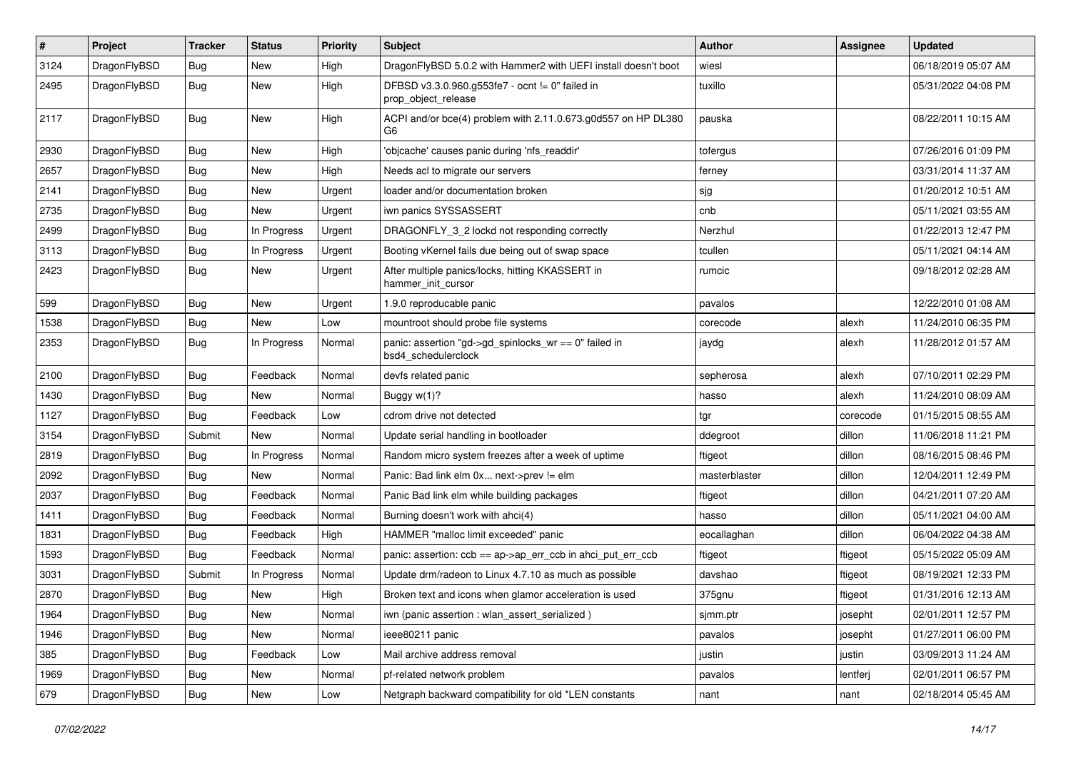| # | Project | Tracker | Status | Priority | Subject | Author | Assignee | Updated |
|---|---|---|---|---|---|---|---|---|
| 3124 | DragonFlyBSD | Bug | New | High | DragonFlyBSD 5.0.2 with Hammer2 with UEFI install doesn't boot | wiesl | | 06/18/2019 05:07 AM |
| 2495 | DragonFlyBSD | Bug | New | High | DFBSD v3.3.0.960.g553fe7 - ocnt != 0" failed in prop_object_release | tuxillo | | 05/31/2022 04:08 PM |
| 2117 | DragonFlyBSD | Bug | New | High | ACPI and/or bce(4) problem with 2.11.0.673.g0d557 on HP DL380 G6 | pauska | | 08/22/2011 10:15 AM |
| 2930 | DragonFlyBSD | Bug | New | High | 'objcache' causes panic during 'nfs_readdir' | tofergus | | 07/26/2016 01:09 PM |
| 2657 | DragonFlyBSD | Bug | New | High | Needs acl to migrate our servers | ferney | | 03/31/2014 11:37 AM |
| 2141 | DragonFlyBSD | Bug | New | Urgent | loader and/or documentation broken | sjg | | 01/20/2012 10:51 AM |
| 2735 | DragonFlyBSD | Bug | New | Urgent | iwn panics SYSSASSERT | cnb | | 05/11/2021 03:55 AM |
| 2499 | DragonFlyBSD | Bug | In Progress | Urgent | DRAGONFLY_3_2 lockd not responding correctly | Nerzhul | | 01/22/2013 12:47 PM |
| 3113 | DragonFlyBSD | Bug | In Progress | Urgent | Booting vKernel fails due being out of swap space | tcullen | | 05/11/2021 04:14 AM |
| 2423 | DragonFlyBSD | Bug | New | Urgent | After multiple panics/locks, hitting KKASSERT in hammer_init_cursor | rumcic | | 09/18/2012 02:28 AM |
| 599 | DragonFlyBSD | Bug | New | Urgent | 1.9.0 reproducable panic | pavalos | | 12/22/2010 01:08 AM |
| 1538 | DragonFlyBSD | Bug | New | Low | mountroot should probe file systems | corecode | alexh | 11/24/2010 06:35 PM |
| 2353 | DragonFlyBSD | Bug | In Progress | Normal | panic: assertion "gd->gd_spinlocks_wr == 0" failed in bsd4_schedulerclock | jaydg | alexh | 11/28/2012 01:57 AM |
| 2100 | DragonFlyBSD | Bug | Feedback | Normal | devfs related panic | sepherosa | alexh | 07/10/2011 02:29 PM |
| 1430 | DragonFlyBSD | Bug | New | Normal | Buggy w(1)? | hasso | alexh | 11/24/2010 08:09 AM |
| 1127 | DragonFlyBSD | Bug | Feedback | Low | cdrom drive not detected | tgr | corecode | 01/15/2015 08:55 AM |
| 3154 | DragonFlyBSD | Submit | New | Normal | Update serial handling in bootloader | ddegroot | dillon | 11/06/2018 11:21 PM |
| 2819 | DragonFlyBSD | Bug | In Progress | Normal | Random micro system freezes after a week of uptime | ftigeot | dillon | 08/16/2015 08:46 PM |
| 2092 | DragonFlyBSD | Bug | New | Normal | Panic: Bad link elm 0x... next->prev != elm | masterblaster | dillon | 12/04/2011 12:49 PM |
| 2037 | DragonFlyBSD | Bug | Feedback | Normal | Panic Bad link elm while building packages | ftigeot | dillon | 04/21/2011 07:20 AM |
| 1411 | DragonFlyBSD | Bug | Feedback | Normal | Burning doesn't work with ahci(4) | hasso | dillon | 05/11/2021 04:00 AM |
| 1831 | DragonFlyBSD | Bug | Feedback | High | HAMMER "malloc limit exceeded" panic | eocallaghan | dillon | 06/04/2022 04:38 AM |
| 1593 | DragonFlyBSD | Bug | Feedback | Normal | panic: assertion: ccb == ap->ap_err_ccb in ahci_put_err_ccb | ftigeot | ftigeot | 05/15/2022 05:09 AM |
| 3031 | DragonFlyBSD | Submit | In Progress | Normal | Update drm/radeon to Linux 4.7.10 as much as possible | davshao | ftigeot | 08/19/2021 12:33 PM |
| 2870 | DragonFlyBSD | Bug | New | High | Broken text and icons when glamor acceleration is used | 375gnu | ftigeot | 01/31/2016 12:13 AM |
| 1964 | DragonFlyBSD | Bug | New | Normal | iwn (panic assertion : wlan_assert_serialized ) | sjmm.ptr | josepht | 02/01/2011 12:57 PM |
| 1946 | DragonFlyBSD | Bug | New | Normal | ieee80211 panic | pavalos | josepht | 01/27/2011 06:00 PM |
| 385 | DragonFlyBSD | Bug | Feedback | Low | Mail archive address removal | justin | justin | 03/09/2013 11:24 AM |
| 1969 | DragonFlyBSD | Bug | New | Normal | pf-related network problem | pavalos | lentferj | 02/01/2011 06:57 PM |
| 679 | DragonFlyBSD | Bug | New | Low | Netgraph backward compatibility for old *LEN constants | nant | nant | 02/18/2014 05:45 AM |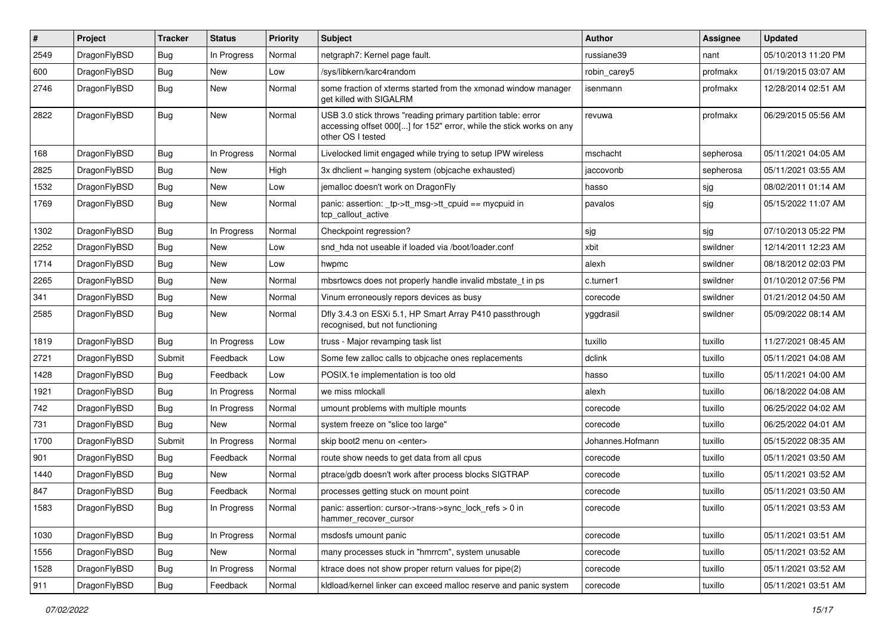| # | Project | Tracker | Status | Priority | Subject | Author | Assignee | Updated |
|---|---|---|---|---|---|---|---|---|
| 2549 | DragonFlyBSD | Bug | In Progress | Normal | netgraph7: Kernel page fault. | russiane39 | nant | 05/10/2013 11:20 PM |
| 600 | DragonFlyBSD | Bug | New | Low | /sys/libkern/karc4random | robin_carey5 | profmakx | 01/19/2015 03:07 AM |
| 2746 | DragonFlyBSD | Bug | New | Normal | some fraction of xterms started from the xmonad window manager get killed with SIGALRM | isenmann | profmakx | 12/28/2014 02:51 AM |
| 2822 | DragonFlyBSD | Bug | New | Normal | USB 3.0 stick throws "reading primary partition table: error accessing offset 000[...] for 152" error, while the stick works on any other OS I tested | revuwa | profmakx | 06/29/2015 05:56 AM |
| 168 | DragonFlyBSD | Bug | In Progress | Normal | Livelocked limit engaged while trying to setup IPW wireless | mschacht | sepherosa | 05/11/2021 04:05 AM |
| 2825 | DragonFlyBSD | Bug | New | High | 3x dhclient = hanging system (objcache exhausted) | jaccovonb | sepherosa | 05/11/2021 03:55 AM |
| 1532 | DragonFlyBSD | Bug | New | Low | jemalloc doesn't work on DragonFly | hasso | sjg | 08/02/2011 01:14 AM |
| 1769 | DragonFlyBSD | Bug | New | Normal | panic: assertion: _tp->tt_msg->tt_cpuid == mycpuid in tcp_callout_active | pavalos | sjg | 05/15/2022 11:07 AM |
| 1302 | DragonFlyBSD | Bug | In Progress | Normal | Checkpoint regression? | sjg | sjg | 07/10/2013 05:22 PM |
| 2252 | DragonFlyBSD | Bug | New | Low | snd_hda not useable if loaded via /boot/loader.conf | xbit | swildner | 12/14/2011 12:23 AM |
| 1714 | DragonFlyBSD | Bug | New | Low | hwpmc | alexh | swildner | 08/18/2012 02:03 PM |
| 2265 | DragonFlyBSD | Bug | New | Normal | mbsrtowcs does not properly handle invalid mbstate_t in ps | c.turner1 | swildner | 01/10/2012 07:56 PM |
| 341 | DragonFlyBSD | Bug | New | Normal | Vinum erroneously repors devices as busy | corecode | swildner | 01/21/2012 04:50 AM |
| 2585 | DragonFlyBSD | Bug | New | Normal | Dfly 3.4.3 on ESXi 5.1, HP Smart Array P410 passthrough recognised, but not functioning | yggdrasil | swildner | 05/09/2022 08:14 AM |
| 1819 | DragonFlyBSD | Bug | In Progress | Low | truss - Major revamping task list | tuxillo | tuxillo | 11/27/2021 08:45 AM |
| 2721 | DragonFlyBSD | Submit | Feedback | Low | Some few zalloc calls to objcache ones replacements | dclink | tuxillo | 05/11/2021 04:08 AM |
| 1428 | DragonFlyBSD | Bug | Feedback | Low | POSIX.1e implementation is too old | hasso | tuxillo | 05/11/2021 04:00 AM |
| 1921 | DragonFlyBSD | Bug | In Progress | Normal | we miss mlockall | alexh | tuxillo | 06/18/2022 04:08 AM |
| 742 | DragonFlyBSD | Bug | In Progress | Normal | umount problems with multiple mounts | corecode | tuxillo | 06/25/2022 04:02 AM |
| 731 | DragonFlyBSD | Bug | New | Normal | system freeze on "slice too large" | corecode | tuxillo | 06/25/2022 04:01 AM |
| 1700 | DragonFlyBSD | Submit | In Progress | Normal | skip boot2 menu on <enter> | Johannes.Hofmann | tuxillo | 05/15/2022 08:35 AM |
| 901 | DragonFlyBSD | Bug | Feedback | Normal | route show needs to get data from all cpus | corecode | tuxillo | 05/11/2021 03:50 AM |
| 1440 | DragonFlyBSD | Bug | New | Normal | ptrace/gdb doesn't work after process blocks SIGTRAP | corecode | tuxillo | 05/11/2021 03:52 AM |
| 847 | DragonFlyBSD | Bug | Feedback | Normal | processes getting stuck on mount point | corecode | tuxillo | 05/11/2021 03:50 AM |
| 1583 | DragonFlyBSD | Bug | In Progress | Normal | panic: assertion: cursor->trans->sync_lock_refs > 0 in hammer_recover_cursor | corecode | tuxillo | 05/11/2021 03:53 AM |
| 1030 | DragonFlyBSD | Bug | In Progress | Normal | msdosfs umount panic | corecode | tuxillo | 05/11/2021 03:51 AM |
| 1556 | DragonFlyBSD | Bug | New | Normal | many processes stuck in "hmrrcm", system unusable | corecode | tuxillo | 05/11/2021 03:52 AM |
| 1528 | DragonFlyBSD | Bug | In Progress | Normal | ktrace does not show proper return values for pipe(2) | corecode | tuxillo | 05/11/2021 03:52 AM |
| 911 | DragonFlyBSD | Bug | Feedback | Normal | kldload/kernel linker can exceed malloc reserve and panic system | corecode | tuxillo | 05/11/2021 03:51 AM |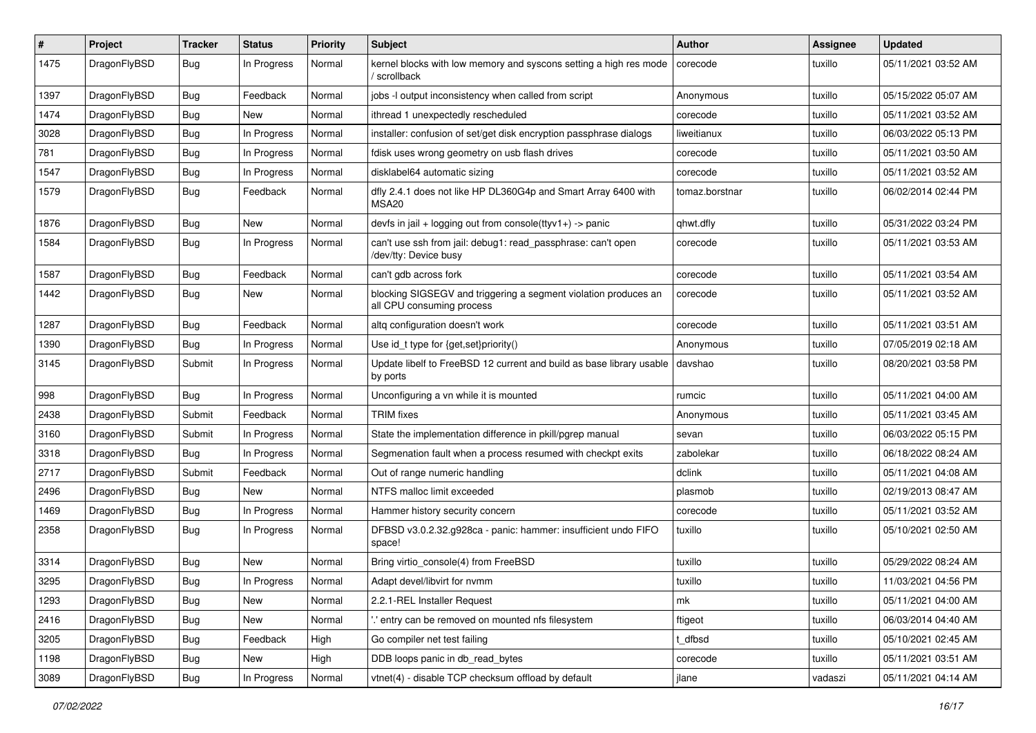| # | Project | Tracker | Status | Priority | Subject | Author | Assignee | Updated |
|---|---|---|---|---|---|---|---|---|
| 1475 | DragonFlyBSD | Bug | In Progress | Normal | kernel blocks with low memory and syscons setting a high res mode / scrollback | corecode | tuxillo | 05/11/2021 03:52 AM |
| 1397 | DragonFlyBSD | Bug | Feedback | Normal | jobs -l output inconsistency when called from script | Anonymous | tuxillo | 05/15/2022 05:07 AM |
| 1474 | DragonFlyBSD | Bug | New | Normal | ithread 1 unexpectedly rescheduled | corecode | tuxillo | 05/11/2021 03:52 AM |
| 3028 | DragonFlyBSD | Bug | In Progress | Normal | installer: confusion of set/get disk encryption passphrase dialogs | liweitianux | tuxillo | 06/03/2022 05:13 PM |
| 781 | DragonFlyBSD | Bug | In Progress | Normal | fdisk uses wrong geometry on usb flash drives | corecode | tuxillo | 05/11/2021 03:50 AM |
| 1547 | DragonFlyBSD | Bug | In Progress | Normal | disklabel64 automatic sizing | corecode | tuxillo | 05/11/2021 03:52 AM |
| 1579 | DragonFlyBSD | Bug | Feedback | Normal | dfly 2.4.1 does not like HP DL360G4p and Smart Array 6400 with MSA20 | tomaz.borstnar | tuxillo | 06/02/2014 02:44 PM |
| 1876 | DragonFlyBSD | Bug | New | Normal | devfs in jail + logging out from console(ttyv1+) -> panic | qhwt.dfly | tuxillo | 05/31/2022 03:24 PM |
| 1584 | DragonFlyBSD | Bug | In Progress | Normal | can't use ssh from jail: debug1: read_passphrase: can't open /dev/tty: Device busy | corecode | tuxillo | 05/11/2021 03:53 AM |
| 1587 | DragonFlyBSD | Bug | Feedback | Normal | can't gdb across fork | corecode | tuxillo | 05/11/2021 03:54 AM |
| 1442 | DragonFlyBSD | Bug | New | Normal | blocking SIGSEGV and triggering a segment violation produces an all CPU consuming process | corecode | tuxillo | 05/11/2021 03:52 AM |
| 1287 | DragonFlyBSD | Bug | Feedback | Normal | altq configuration doesn't work | corecode | tuxillo | 05/11/2021 03:51 AM |
| 1390 | DragonFlyBSD | Bug | In Progress | Normal | Use id_t type for {get,set}priority() | Anonymous | tuxillo | 07/05/2019 02:18 AM |
| 3145 | DragonFlyBSD | Submit | In Progress | Normal | Update libelf to FreeBSD 12 current and build as base library usable by ports | davshao | tuxillo | 08/20/2021 03:58 PM |
| 998 | DragonFlyBSD | Bug | In Progress | Normal | Unconfiguring a vn while it is mounted | rumcic | tuxillo | 05/11/2021 04:00 AM |
| 2438 | DragonFlyBSD | Submit | Feedback | Normal | TRIM fixes | Anonymous | tuxillo | 05/11/2021 03:45 AM |
| 3160 | DragonFlyBSD | Submit | In Progress | Normal | State the implementation difference in pkill/pgrep manual | sevan | tuxillo | 06/03/2022 05:15 PM |
| 3318 | DragonFlyBSD | Bug | In Progress | Normal | Segmenation fault when a process resumed with checkpt exits | zabolekar | tuxillo | 06/18/2022 08:24 AM |
| 2717 | DragonFlyBSD | Submit | Feedback | Normal | Out of range numeric handling | dclink | tuxillo | 05/11/2021 04:08 AM |
| 2496 | DragonFlyBSD | Bug | New | Normal | NTFS malloc limit exceeded | plasmob | tuxillo | 02/19/2013 08:47 AM |
| 1469 | DragonFlyBSD | Bug | In Progress | Normal | Hammer history security concern | corecode | tuxillo | 05/11/2021 03:52 AM |
| 2358 | DragonFlyBSD | Bug | In Progress | Normal | DFBSD v3.0.2.32.g928ca - panic: hammer: insufficient undo FIFO space! | tuxillo | tuxillo | 05/10/2021 02:50 AM |
| 3314 | DragonFlyBSD | Bug | New | Normal | Bring virtio_console(4) from FreeBSD | tuxillo | tuxillo | 05/29/2022 08:24 AM |
| 3295 | DragonFlyBSD | Bug | In Progress | Normal | Adapt devel/libvirt for nvmm | tuxillo | tuxillo | 11/03/2021 04:56 PM |
| 1293 | DragonFlyBSD | Bug | New | Normal | 2.2.1-REL Installer Request | mk | tuxillo | 05/11/2021 04:00 AM |
| 2416 | DragonFlyBSD | Bug | New | Normal | '.' entry can be removed on mounted nfs filesystem | ftigeot | tuxillo | 06/03/2014 04:40 AM |
| 3205 | DragonFlyBSD | Bug | Feedback | High | Go compiler net test failing | t_dfbsd | tuxillo | 05/10/2021 02:45 AM |
| 1198 | DragonFlyBSD | Bug | New | High | DDB loops panic in db_read_bytes | corecode | tuxillo | 05/11/2021 03:51 AM |
| 3089 | DragonFlyBSD | Bug | In Progress | Normal | vtnet(4) - disable TCP checksum offload by default | jlane | vadaszi | 05/11/2021 04:14 AM |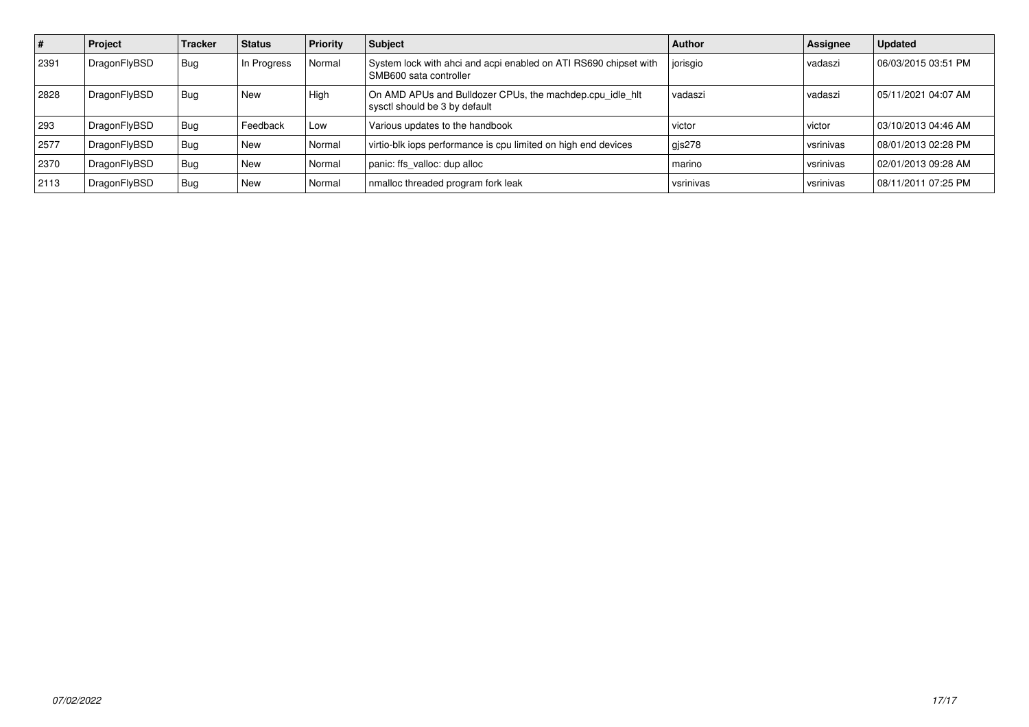| # | Project | Tracker | Status | Priority | Subject | Author | Assignee | Updated |
|---|---|---|---|---|---|---|---|---|
| 2391 | DragonFlyBSD | Bug | In Progress | Normal | System lock with ahci and acpi enabled on ATI RS690 chipset with SMB600 sata controller | jorisgio | vadaszi | 06/03/2015 03:51 PM |
| 2828 | DragonFlyBSD | Bug | New | High | On AMD APUs and Bulldozer CPUs, the machdep.cpu_idle_hlt sysctl should be 3 by default | vadaszi | vadaszi | 05/11/2021 04:07 AM |
| 293 | DragonFlyBSD | Bug | Feedback | Low | Various updates to the handbook | victor | victor | 03/10/2013 04:46 AM |
| 2577 | DragonFlyBSD | Bug | New | Normal | virtio-blk iops performance is cpu limited on high end devices | gjs278 | vsrinivas | 08/01/2013 02:28 PM |
| 2370 | DragonFlyBSD | Bug | New | Normal | panic: ffs_valloc: dup alloc | marino | vsrinivas | 02/01/2013 09:28 AM |
| 2113 | DragonFlyBSD | Bug | New | Normal | nmalloc threaded program fork leak | vsrinivas | vsrinivas | 08/11/2011 07:25 PM |